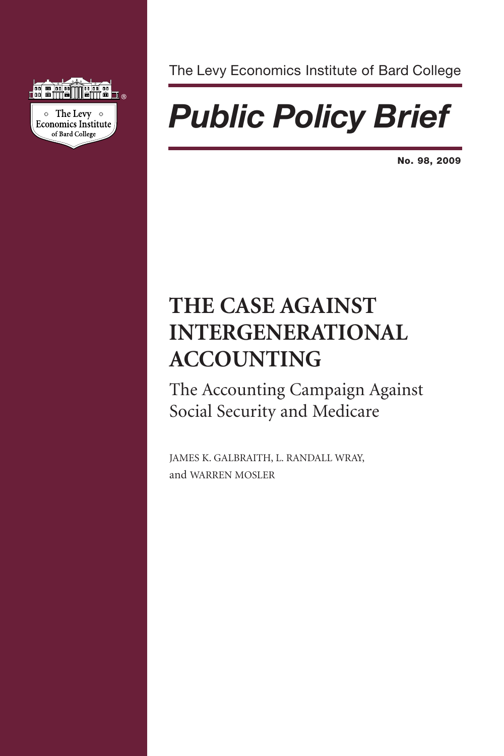The Levy Economics Institute of Bard College

# *Public Policy Brief*

**No. 98, 2009**

# THE CASE AGAINST INTERGENERATIONAL ACCOUNTING

## The Accounting Campaign Against Social Security and Medicare

JAMES K. GALBRAITH, L. RANDALL WRAY, and WARREN MOSLER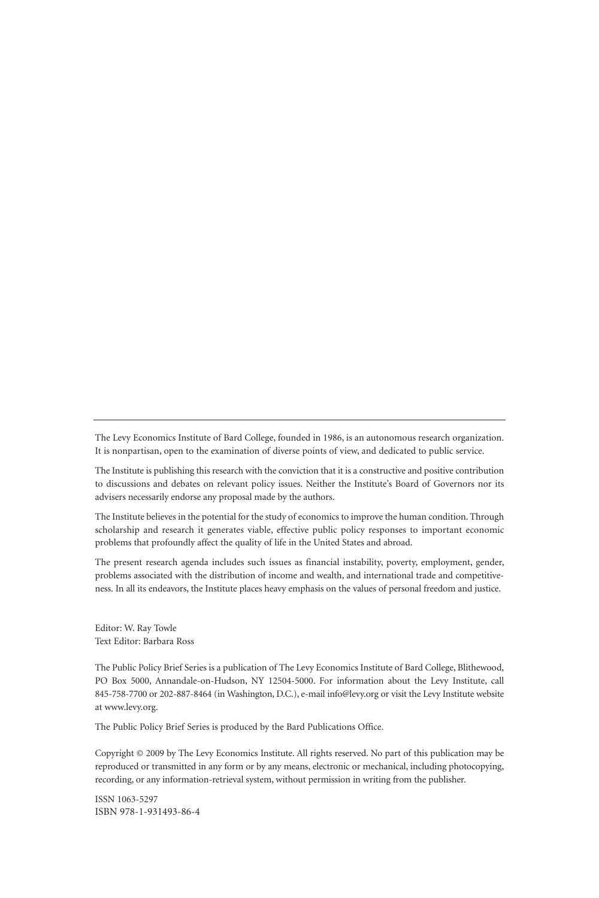---

The Levy Economics Institute of Bard College, founded in 1986, is an autonomous research organization. It is nonpartisan, open to the examination of diverse points of view, and dedicated to public service.

The Institute is publishing this research with the conviction that it is a constructive and positive contribution to discussions and debates on relevant policy issues. Neither the Institute's Board of Governors nor its advisers necessarily endorse any proposal made by the authors.

The Institute believes in the potential for the study of economics to improve the human condition. Through scholarship and research it generates viable, effective public policy responses to important economic problems that profoundly affect the quality of life in the United States and abroad.

The present research agenda includes such issues as financial instability, poverty, employment, gender, problems associated with the distribution of income and wealth, and international trade and competitiveness. In all its endeavors, the Institute places heavy emphasis on the values of personal freedom and justice.

Editor: W. Ray Towle
Text Editor: Barbara Ross

The Public Policy Brief Series is a publication of The Levy Economics Institute of Bard College, Blithewood, PO Box 5000, Annandale-on-Hudson, NY 12504-5000. For information about the Levy Institute, call 845-758-7700 or 202-887-8464 (in Washington, D.C.), e-mail info@levy.org or visit the Levy Institute website at www.levy.org.

The Public Policy Brief Series is produced by the Bard Publications Office.

Copyright © 2009 by The Levy Economics Institute. All rights reserved. No part of this publication may be reproduced or transmitted in any form or by any means, electronic or mechanical, including photocopying, recording, or any information-retrieval system, without permission in writing from the publisher.

ISSN 1063-5297
ISBN 978-1-931493-86-4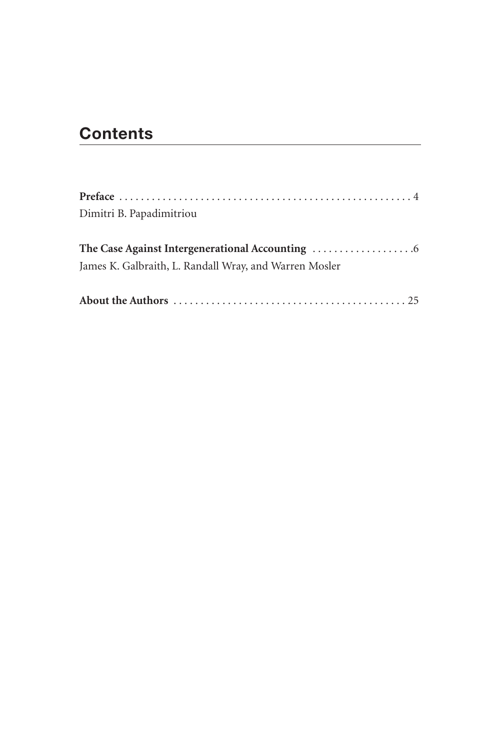## Contents

**Preface** . . . . . . . . . . . . . . . . . . . . . . . . . . . . . . . . . . . . . . . . . . . . . . . . . . . . . 4
Dimitri B. Papadimitriou

**The Case Against Intergenerational Accounting** . . . . . . . . . . . . . . . . . . .6
James K. Galbraith, L. Randall Wray, and Warren Mosler

**About the Authors** . . . . . . . . . . . . . . . . . . . . . . . . . . . . . . . . . . . . . . . . . . . 25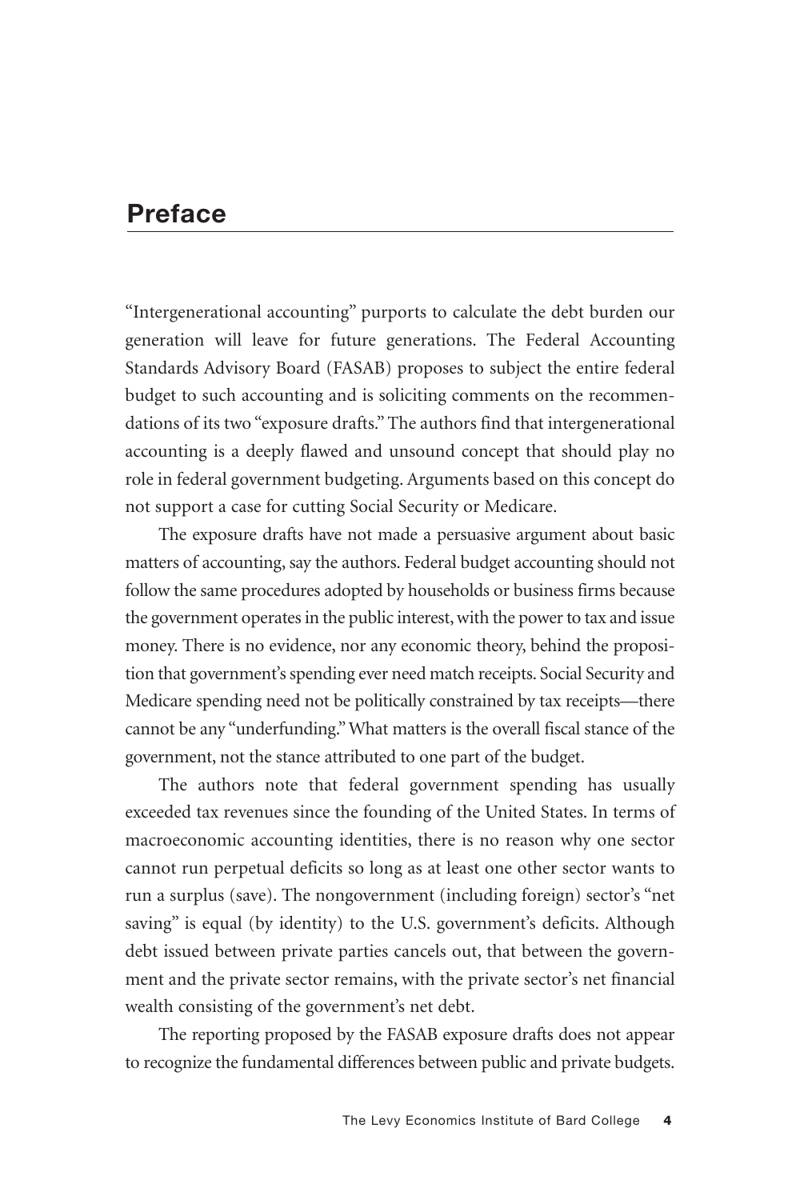## Preface

"Intergenerational accounting" purports to calculate the debt burden our generation will leave for future generations. The Federal Accounting Standards Advisory Board (FASAB) proposes to subject the entire federal budget to such accounting and is soliciting comments on the recommendations of its two "exposure drafts." The authors find that intergenerational accounting is a deeply flawed and unsound concept that should play no role in federal government budgeting. Arguments based on this concept do not support a case for cutting Social Security or Medicare.

The exposure drafts have not made a persuasive argument about basic matters of accounting, say the authors. Federal budget accounting should not follow the same procedures adopted by households or business firms because the government operates in the public interest, with the power to tax and issue money. There is no evidence, nor any economic theory, behind the proposition that government's spending ever need match receipts. Social Security and Medicare spending need not be politically constrained by tax receipts—there cannot be any "underfunding." What matters is the overall fiscal stance of the government, not the stance attributed to one part of the budget.

The authors note that federal government spending has usually exceeded tax revenues since the founding of the United States. In terms of macroeconomic accounting identities, there is no reason why one sector cannot run perpetual deficits so long as at least one other sector wants to run a surplus (save). The nongovernment (including foreign) sector's "net saving" is equal (by identity) to the U.S. government's deficits. Although debt issued between private parties cancels out, that between the government and the private sector remains, with the private sector's net financial wealth consisting of the government's net debt.

The reporting proposed by the FASAB exposure drafts does not appear to recognize the fundamental differences between public and private budgets.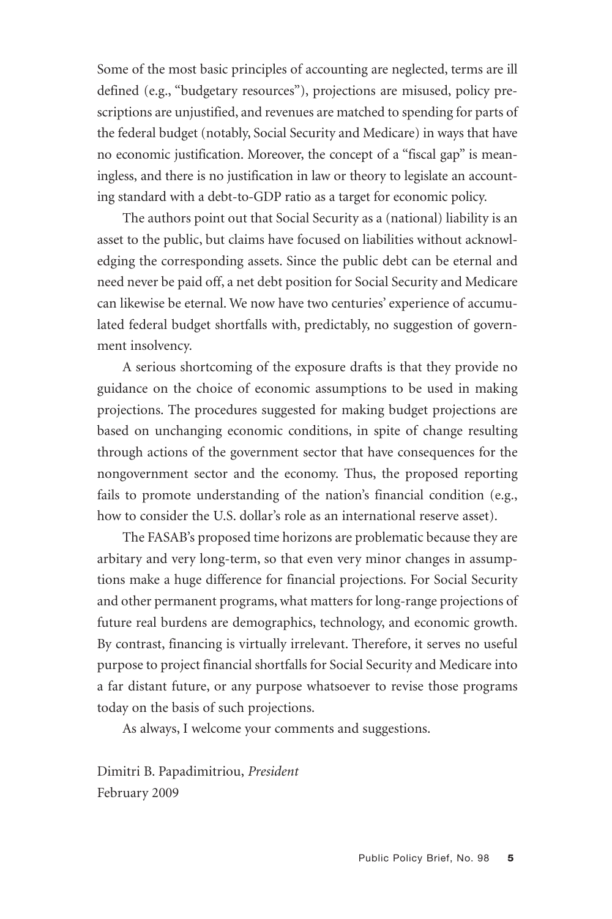Some of the most basic principles of accounting are neglected, terms are ill defined (e.g., "budgetary resources"), projections are misused, policy prescriptions are unjustified, and revenues are matched to spending for parts of the federal budget (notably, Social Security and Medicare) in ways that have no economic justification. Moreover, the concept of a "fiscal gap" is meaningless, and there is no justification in law or theory to legislate an accounting standard with a debt-to-GDP ratio as a target for economic policy.

The authors point out that Social Security as a (national) liability is an asset to the public, but claims have focused on liabilities without acknowledging the corresponding assets. Since the public debt can be eternal and need never be paid off, a net debt position for Social Security and Medicare can likewise be eternal. We now have two centuries' experience of accumulated federal budget shortfalls with, predictably, no suggestion of government insolvency.

A serious shortcoming of the exposure drafts is that they provide no guidance on the choice of economic assumptions to be used in making projections. The procedures suggested for making budget projections are based on unchanging economic conditions, in spite of change resulting through actions of the government sector that have consequences for the nongovernment sector and the economy. Thus, the proposed reporting fails to promote understanding of the nation's financial condition (e.g., how to consider the U.S. dollar's role as an international reserve asset).

The FASAB's proposed time horizons are problematic because they are arbitary and very long-term, so that even very minor changes in assumptions make a huge difference for financial projections. For Social Security and other permanent programs, what matters for long-range projections of future real burdens are demographics, technology, and economic growth. By contrast, financing is virtually irrelevant. Therefore, it serves no useful purpose to project financial shortfalls for Social Security and Medicare into a far distant future, or any purpose whatsoever to revise those programs today on the basis of such projections.

As always, I welcome your comments and suggestions.

Dimitri B. Papadimitriou, *President*
February 2009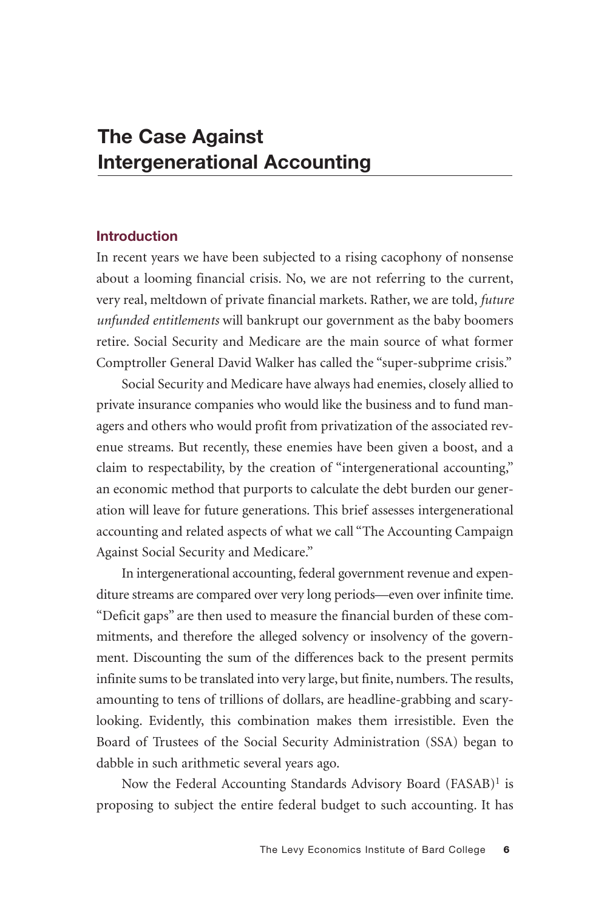# The Case Against Intergenerational Accounting

## Introduction

In recent years we have been subjected to a rising cacophony of nonsense about a looming financial crisis. No, we are not referring to the current, very real, meltdown of private financial markets. Rather, we are told, *future unfunded entitlements* will bankrupt our government as the baby boomers retire. Social Security and Medicare are the main source of what former Comptroller General David Walker has called the "super-subprime crisis."

Social Security and Medicare have always had enemies, closely allied to private insurance companies who would like the business and to fund managers and others who would profit from privatization of the associated revenue streams. But recently, these enemies have been given a boost, and a claim to respectability, by the creation of "intergenerational accounting," an economic method that purports to calculate the debt burden our generation will leave for future generations. This brief assesses intergenerational accounting and related aspects of what we call "The Accounting Campaign Against Social Security and Medicare."

In intergenerational accounting, federal government revenue and expenditure streams are compared over very long periods—even over infinite time. "Deficit gaps" are then used to measure the financial burden of these commitments, and therefore the alleged solvency or insolvency of the government. Discounting the sum of the differences back to the present permits infinite sums to be translated into very large, but finite, numbers. The results, amounting to tens of trillions of dollars, are headline-grabbing and scary-looking. Evidently, this combination makes them irresistible. Even the Board of Trustees of the Social Security Administration (SSA) began to dabble in such arithmetic several years ago.

Now the Federal Accounting Standards Advisory Board (FASAB)[1] is proposing to subject the entire federal budget to such accounting. It has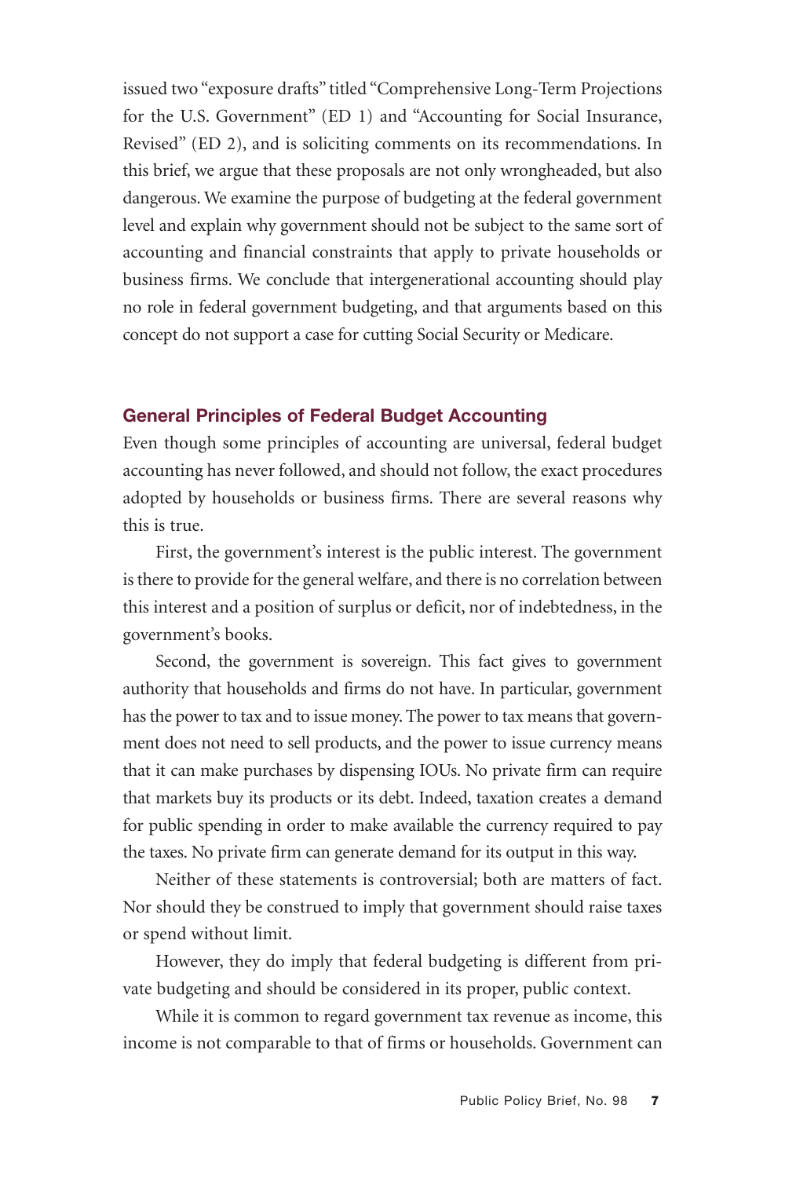issued two "exposure drafts" titled "Comprehensive Long-Term Projections for the U.S. Government" (ED 1) and "Accounting for Social Insurance, Revised" (ED 2), and is soliciting comments on its recommendations. In this brief, we argue that these proposals are not only wrongheaded, but also dangerous. We examine the purpose of budgeting at the federal government level and explain why government should not be subject to the same sort of accounting and financial constraints that apply to private households or business firms. We conclude that intergenerational accounting should play no role in federal government budgeting, and that arguments based on this concept do not support a case for cutting Social Security or Medicare.

## General Principles of Federal Budget Accounting

Even though some principles of accounting are universal, federal budget accounting has never followed, and should not follow, the exact procedures adopted by households or business firms. There are several reasons why this is true.

First, the government's interest is the public interest. The government is there to provide for the general welfare, and there is no correlation between this interest and a position of surplus or deficit, nor of indebtedness, in the government's books.

Second, the government is sovereign. This fact gives to government authority that households and firms do not have. In particular, government has the power to tax and to issue money. The power to tax means that government does not need to sell products, and the power to issue currency means that it can make purchases by dispensing IOUs. No private firm can require that markets buy its products or its debt. Indeed, taxation creates a demand for public spending in order to make available the currency required to pay the taxes. No private firm can generate demand for its output in this way.

Neither of these statements is controversial; both are matters of fact. Nor should they be construed to imply that government should raise taxes or spend without limit.

However, they do imply that federal budgeting is different from private budgeting and should be considered in its proper, public context.

While it is common to regard government tax revenue as income, this income is not comparable to that of firms or households. Government can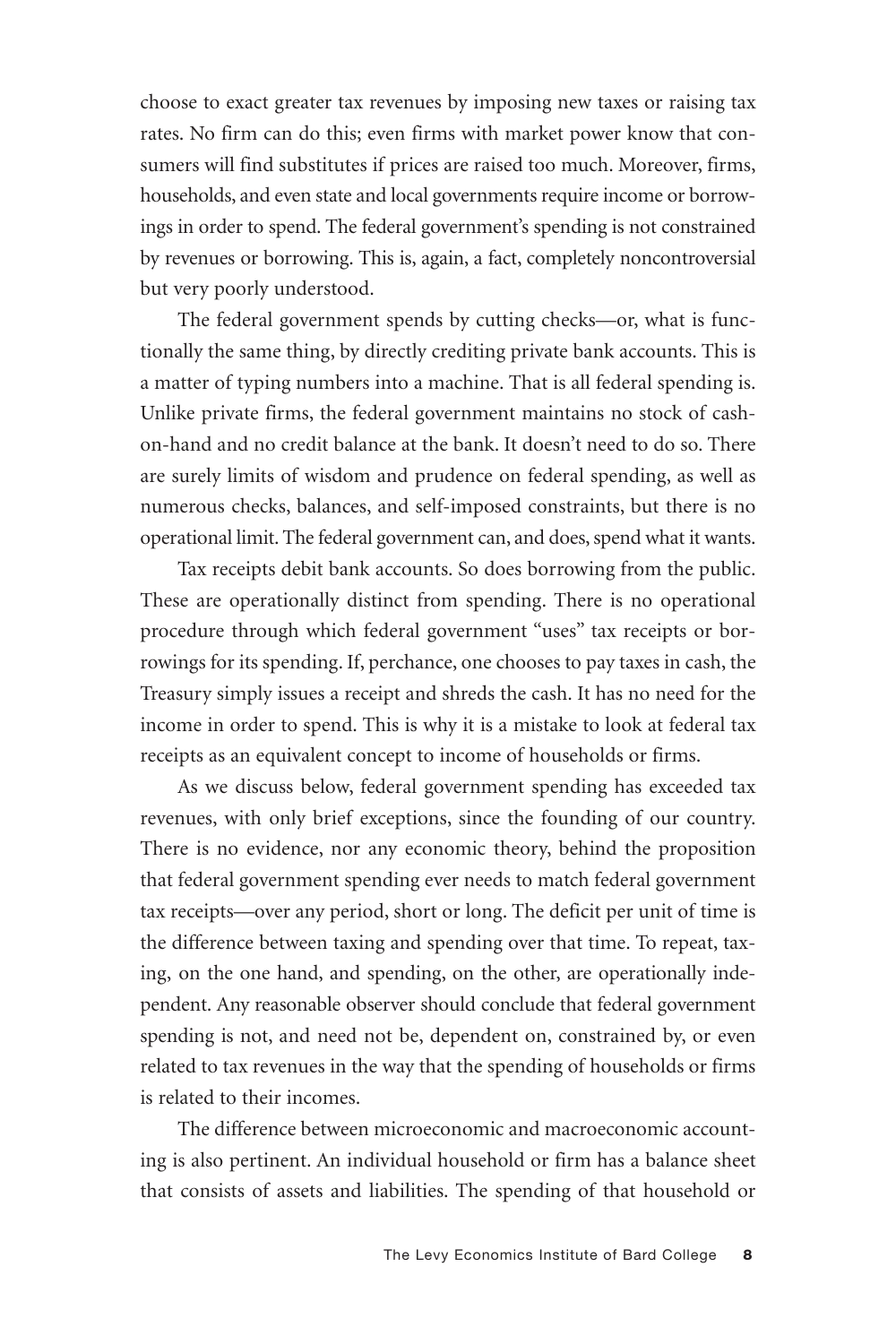choose to exact greater tax revenues by imposing new taxes or raising tax rates. No firm can do this; even firms with market power know that consumers will find substitutes if prices are raised too much. Moreover, firms, households, and even state and local governments require income or borrowings in order to spend. The federal government's spending is not constrained by revenues or borrowing. This is, again, a fact, completely noncontroversial but very poorly understood.

The federal government spends by cutting checks—or, what is functionally the same thing, by directly crediting private bank accounts. This is a matter of typing numbers into a machine. That is all federal spending is. Unlike private firms, the federal government maintains no stock of cash-on-hand and no credit balance at the bank. It doesn't need to do so. There are surely limits of wisdom and prudence on federal spending, as well as numerous checks, balances, and self-imposed constraints, but there is no operational limit. The federal government can, and does, spend what it wants.

Tax receipts debit bank accounts. So does borrowing from the public. These are operationally distinct from spending. There is no operational procedure through which federal government "uses" tax receipts or borrowings for its spending. If, perchance, one chooses to pay taxes in cash, the Treasury simply issues a receipt and shreds the cash. It has no need for the income in order to spend. This is why it is a mistake to look at federal tax receipts as an equivalent concept to income of households or firms.

As we discuss below, federal government spending has exceeded tax revenues, with only brief exceptions, since the founding of our country. There is no evidence, nor any economic theory, behind the proposition that federal government spending ever needs to match federal government tax receipts—over any period, short or long. The deficit per unit of time is the difference between taxing and spending over that time. To repeat, taxing, on the one hand, and spending, on the other, are operationally independent. Any reasonable observer should conclude that federal government spending is not, and need not be, dependent on, constrained by, or even related to tax revenues in the way that the spending of households or firms is related to their incomes.

The difference between microeconomic and macroeconomic accounting is also pertinent. An individual household or firm has a balance sheet that consists of assets and liabilities. The spending of that household or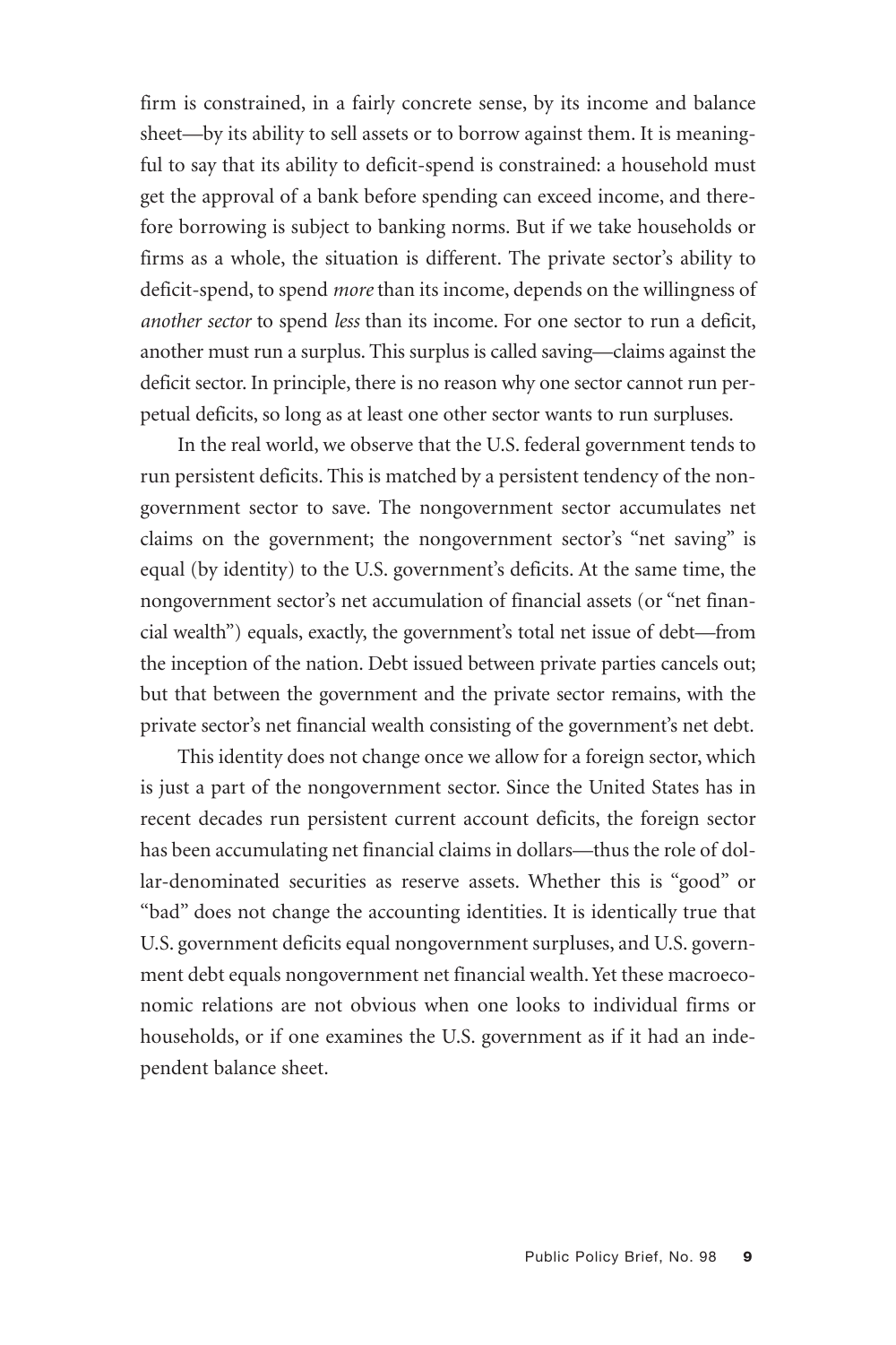firm is constrained, in a fairly concrete sense, by its income and balance sheet—by its ability to sell assets or to borrow against them. It is meaningful to say that its ability to deficit-spend is constrained: a household must get the approval of a bank before spending can exceed income, and therefore borrowing is subject to banking norms. But if we take households or firms as a whole, the situation is different. The private sector's ability to deficit-spend, to spend *more* than its income, depends on the willingness of *another sector* to spend *less* than its income. For one sector to run a deficit, another must run a surplus. This surplus is called saving—claims against the deficit sector. In principle, there is no reason why one sector cannot run perpetual deficits, so long as at least one other sector wants to run surpluses.

In the real world, we observe that the U.S. federal government tends to run persistent deficits. This is matched by a persistent tendency of the nongovernment sector to save. The nongovernment sector accumulates net claims on the government; the nongovernment sector's "net saving" is equal (by identity) to the U.S. government's deficits. At the same time, the nongovernment sector's net accumulation of financial assets (or "net financial wealth") equals, exactly, the government's total net issue of debt—from the inception of the nation. Debt issued between private parties cancels out; but that between the government and the private sector remains, with the private sector's net financial wealth consisting of the government's net debt.

This identity does not change once we allow for a foreign sector, which is just a part of the nongovernment sector. Since the United States has in recent decades run persistent current account deficits, the foreign sector has been accumulating net financial claims in dollars—thus the role of dollar-denominated securities as reserve assets. Whether this is "good" or "bad" does not change the accounting identities. It is identically true that U.S. government deficits equal nongovernment surpluses, and U.S. government debt equals nongovernment net financial wealth. Yet these macroeconomic relations are not obvious when one looks to individual firms or households, or if one examines the U.S. government as if it had an independent balance sheet.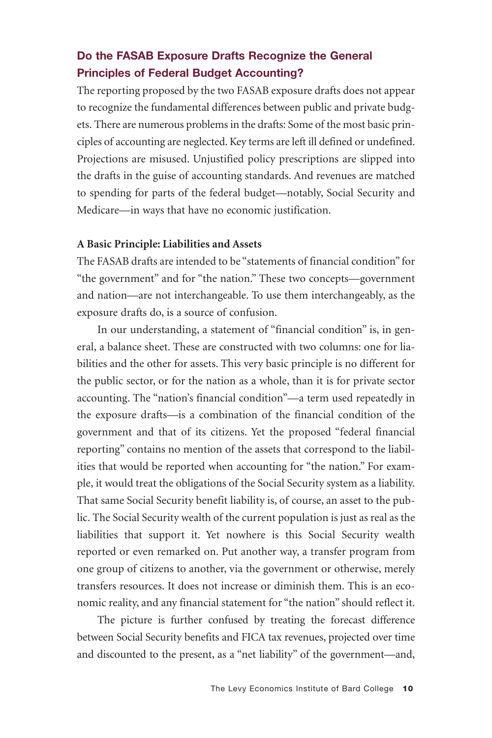## Do the FASAB Exposure Drafts Recognize the General Principles of Federal Budget Accounting?

The reporting proposed by the two FASAB exposure drafts does not appear to recognize the fundamental differences between public and private budgets. There are numerous problems in the drafts: Some of the most basic principles of accounting are neglected. Key terms are left ill defined or undefined. Projections are misused. Unjustified policy prescriptions are slipped into the drafts in the guise of accounting standards. And revenues are matched to spending for parts of the federal budget—notably, Social Security and Medicare—in ways that have no economic justification.

### A Basic Principle: Liabilities and Assets

The FASAB drafts are intended to be "statements of financial condition" for "the government" and for "the nation." These two concepts—government and nation—are not interchangeable. To use them interchangeably, as the exposure drafts do, is a source of confusion.

In our understanding, a statement of "financial condition" is, in general, a balance sheet. These are constructed with two columns: one for liabilities and the other for assets. This very basic principle is no different for the public sector, or for the nation as a whole, than it is for private sector accounting. The "nation's financial condition"—a term used repeatedly in the exposure drafts—is a combination of the financial condition of the government and that of its citizens. Yet the proposed "federal financial reporting" contains no mention of the assets that correspond to the liabilities that would be reported when accounting for "the nation." For example, it would treat the obligations of the Social Security system as a liability. That same Social Security benefit liability is, of course, an asset to the public. The Social Security wealth of the current population is just as real as the liabilities that support it. Yet nowhere is this Social Security wealth reported or even remarked on. Put another way, a transfer program from one group of citizens to another, via the government or otherwise, merely transfers resources. It does not increase or diminish them. This is an economic reality, and any financial statement for "the nation" should reflect it.

The picture is further confused by treating the forecast difference between Social Security benefits and FICA tax revenues, projected over time and discounted to the present, as a "net liability" of the government—and,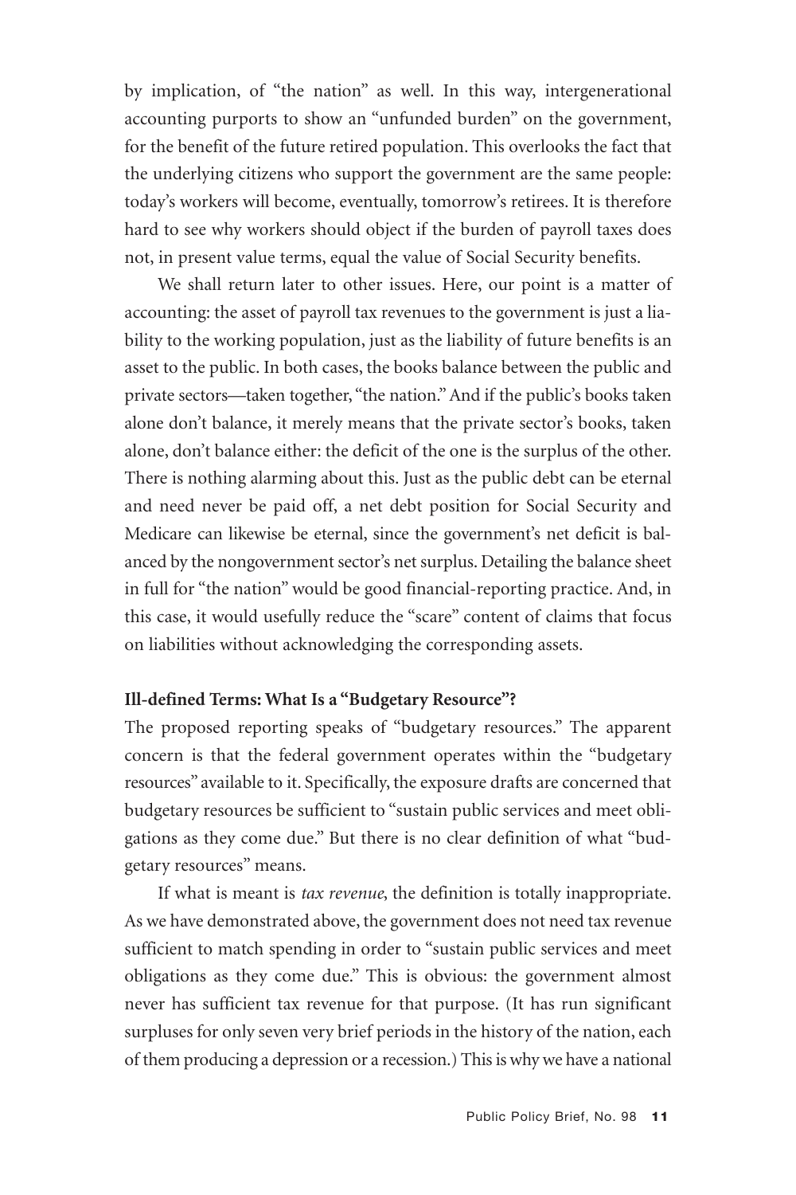by implication, of "the nation" as well. In this way, intergenerational accounting purports to show an "unfunded burden" on the government, for the benefit of the future retired population. This overlooks the fact that the underlying citizens who support the government are the same people: today's workers will become, eventually, tomorrow's retirees. It is therefore hard to see why workers should object if the burden of payroll taxes does not, in present value terms, equal the value of Social Security benefits.

We shall return later to other issues. Here, our point is a matter of accounting: the asset of payroll tax revenues to the government is just a liability to the working population, just as the liability of future benefits is an asset to the public. In both cases, the books balance between the public and private sectors—taken together, "the nation." And if the public's books taken alone don't balance, it merely means that the private sector's books, taken alone, don't balance either: the deficit of the one is the surplus of the other. There is nothing alarming about this. Just as the public debt can be eternal and need never be paid off, a net debt position for Social Security and Medicare can likewise be eternal, since the government's net deficit is balanced by the nongovernment sector's net surplus. Detailing the balance sheet in full for "the nation" would be good financial-reporting practice. And, in this case, it would usefully reduce the "scare" content of claims that focus on liabilities without acknowledging the corresponding assets.

**Ill-defined Terms: What Is a "Budgetary Resource"?**

The proposed reporting speaks of "budgetary resources." The apparent concern is that the federal government operates within the "budgetary resources" available to it. Specifically, the exposure drafts are concerned that budgetary resources be sufficient to "sustain public services and meet obligations as they come due." But there is no clear definition of what "budgetary resources" means.

If what is meant is *tax revenue*, the definition is totally inappropriate. As we have demonstrated above, the government does not need tax revenue sufficient to match spending in order to "sustain public services and meet obligations as they come due." This is obvious: the government almost never has sufficient tax revenue for that purpose. (It has run significant surpluses for only seven very brief periods in the history of the nation, each of them producing a depression or a recession.) This is why we have a national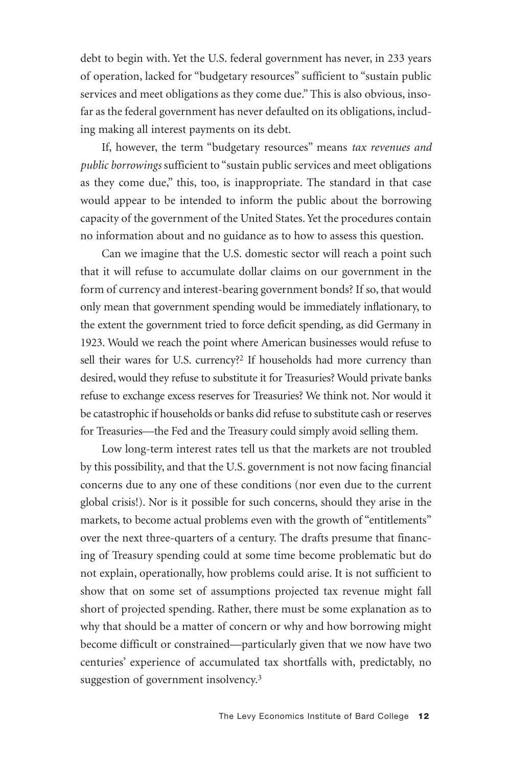debt to begin with. Yet the U.S. federal government has never, in 233 years of operation, lacked for "budgetary resources" sufficient to "sustain public services and meet obligations as they come due." This is also obvious, insofar as the federal government has never defaulted on its obligations, including making all interest payments on its debt.

If, however, the term "budgetary resources" means *tax revenues and public borrowings* sufficient to "sustain public services and meet obligations as they come due," this, too, is inappropriate. The standard in that case would appear to be intended to inform the public about the borrowing capacity of the government of the United States. Yet the procedures contain no information about and no guidance as to how to assess this question.

Can we imagine that the U.S. domestic sector will reach a point such that it will refuse to accumulate dollar claims on our government in the form of currency and interest-bearing government bonds? If so, that would only mean that government spending would be immediately inflationary, to the extent the government tried to force deficit spending, as did Germany in 1923. Would we reach the point where American businesses would refuse to sell their wares for U.S. currency?[2] If households had more currency than desired, would they refuse to substitute it for Treasuries? Would private banks refuse to exchange excess reserves for Treasuries? We think not. Nor would it be catastrophic if households or banks did refuse to substitute cash or reserves for Treasuries—the Fed and the Treasury could simply avoid selling them.

Low long-term interest rates tell us that the markets are not troubled by this possibility, and that the U.S. government is not now facing financial concerns due to any one of these conditions (nor even due to the current global crisis!). Nor is it possible for such concerns, should they arise in the markets, to become actual problems even with the growth of "entitlements" over the next three-quarters of a century. The drafts presume that financing of Treasury spending could at some time become problematic but do not explain, operationally, how problems could arise. It is not sufficient to show that on some set of assumptions projected tax revenue might fall short of projected spending. Rather, there must be some explanation as to why that should be a matter of concern or why and how borrowing might become difficult or constrained—particularly given that we now have two centuries' experience of accumulated tax shortfalls with, predictably, no suggestion of government insolvency.[3]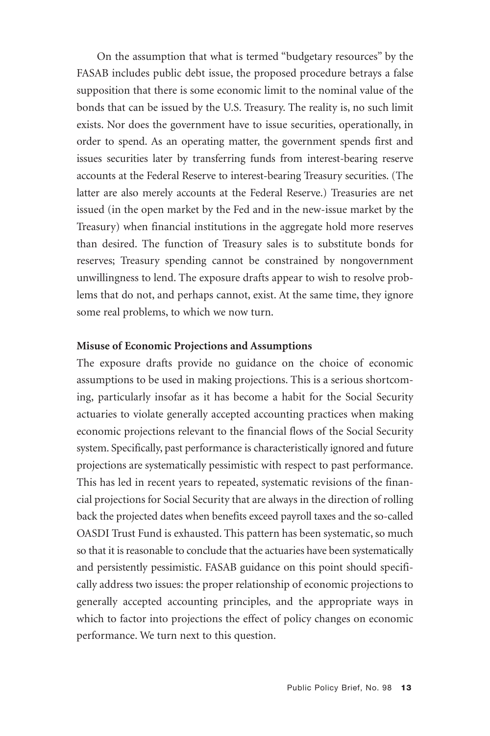On the assumption that what is termed "budgetary resources" by the FASAB includes public debt issue, the proposed procedure betrays a false supposition that there is some economic limit to the nominal value of the bonds that can be issued by the U.S. Treasury. The reality is, no such limit exists. Nor does the government have to issue securities, operationally, in order to spend. As an operating matter, the government spends first and issues securities later by transferring funds from interest-bearing reserve accounts at the Federal Reserve to interest-bearing Treasury securities. (The latter are also merely accounts at the Federal Reserve.) Treasuries are net issued (in the open market by the Fed and in the new-issue market by the Treasury) when financial institutions in the aggregate hold more reserves than desired. The function of Treasury sales is to substitute bonds for reserves; Treasury spending cannot be constrained by nongovernment unwillingness to lend. The exposure drafts appear to wish to resolve problems that do not, and perhaps cannot, exist. At the same time, they ignore some real problems, to which we now turn.

**Misuse of Economic Projections and Assumptions**

The exposure drafts provide no guidance on the choice of economic assumptions to be used in making projections. This is a serious shortcoming, particularly insofar as it has become a habit for the Social Security actuaries to violate generally accepted accounting practices when making economic projections relevant to the financial flows of the Social Security system. Specifically, past performance is characteristically ignored and future projections are systematically pessimistic with respect to past performance. This has led in recent years to repeated, systematic revisions of the financial projections for Social Security that are always in the direction of rolling back the projected dates when benefits exceed payroll taxes and the so-called OASDI Trust Fund is exhausted. This pattern has been systematic, so much so that it is reasonable to conclude that the actuaries have been systematically and persistently pessimistic. FASAB guidance on this point should specifically address two issues: the proper relationship of economic projections to generally accepted accounting principles, and the appropriate ways in which to factor into projections the effect of policy changes on economic performance. We turn next to this question.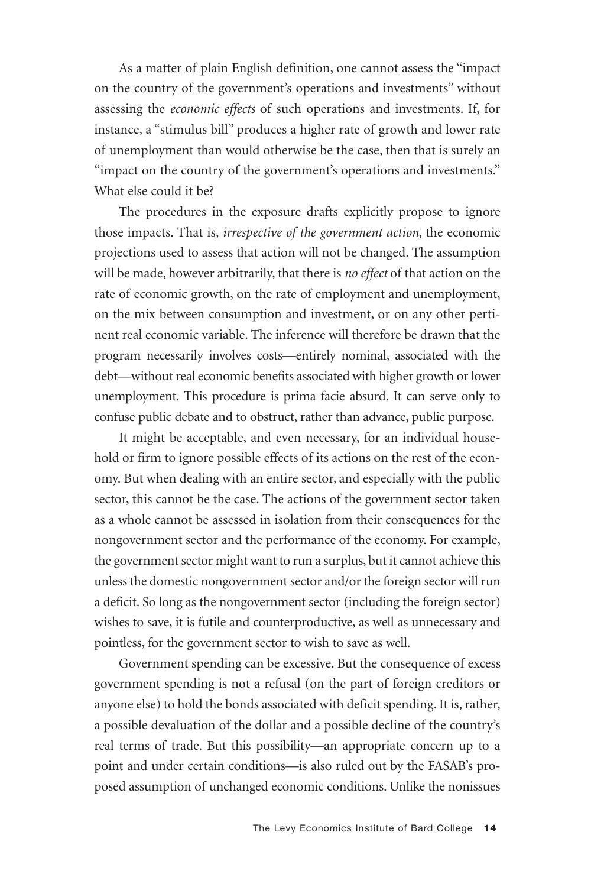As a matter of plain English definition, one cannot assess the "impact on the country of the government's operations and investments" without assessing the *economic effects* of such operations and investments. If, for instance, a "stimulus bill" produces a higher rate of growth and lower rate of unemployment than would otherwise be the case, then that is surely an "impact on the country of the government's operations and investments." What else could it be?

The procedures in the exposure drafts explicitly propose to ignore those impacts. That is, *irrespective of the government action*, the economic projections used to assess that action will not be changed. The assumption will be made, however arbitrarily, that there is *no effect* of that action on the rate of economic growth, on the rate of employment and unemployment, on the mix between consumption and investment, or on any other pertinent real economic variable. The inference will therefore be drawn that the program necessarily involves costs—entirely nominal, associated with the debt—without real economic benefits associated with higher growth or lower unemployment. This procedure is prima facie absurd. It can serve only to confuse public debate and to obstruct, rather than advance, public purpose.

It might be acceptable, and even necessary, for an individual household or firm to ignore possible effects of its actions on the rest of the economy. But when dealing with an entire sector, and especially with the public sector, this cannot be the case. The actions of the government sector taken as a whole cannot be assessed in isolation from their consequences for the nongovernment sector and the performance of the economy. For example, the government sector might want to run a surplus, but it cannot achieve this unless the domestic nongovernment sector and/or the foreign sector will run a deficit. So long as the nongovernment sector (including the foreign sector) wishes to save, it is futile and counterproductive, as well as unnecessary and pointless, for the government sector to wish to save as well.

Government spending can be excessive. But the consequence of excess government spending is not a refusal (on the part of foreign creditors or anyone else) to hold the bonds associated with deficit spending. It is, rather, a possible devaluation of the dollar and a possible decline of the country's real terms of trade. But this possibility—an appropriate concern up to a point and under certain conditions—is also ruled out by the FASAB's proposed assumption of unchanged economic conditions. Unlike the nonissues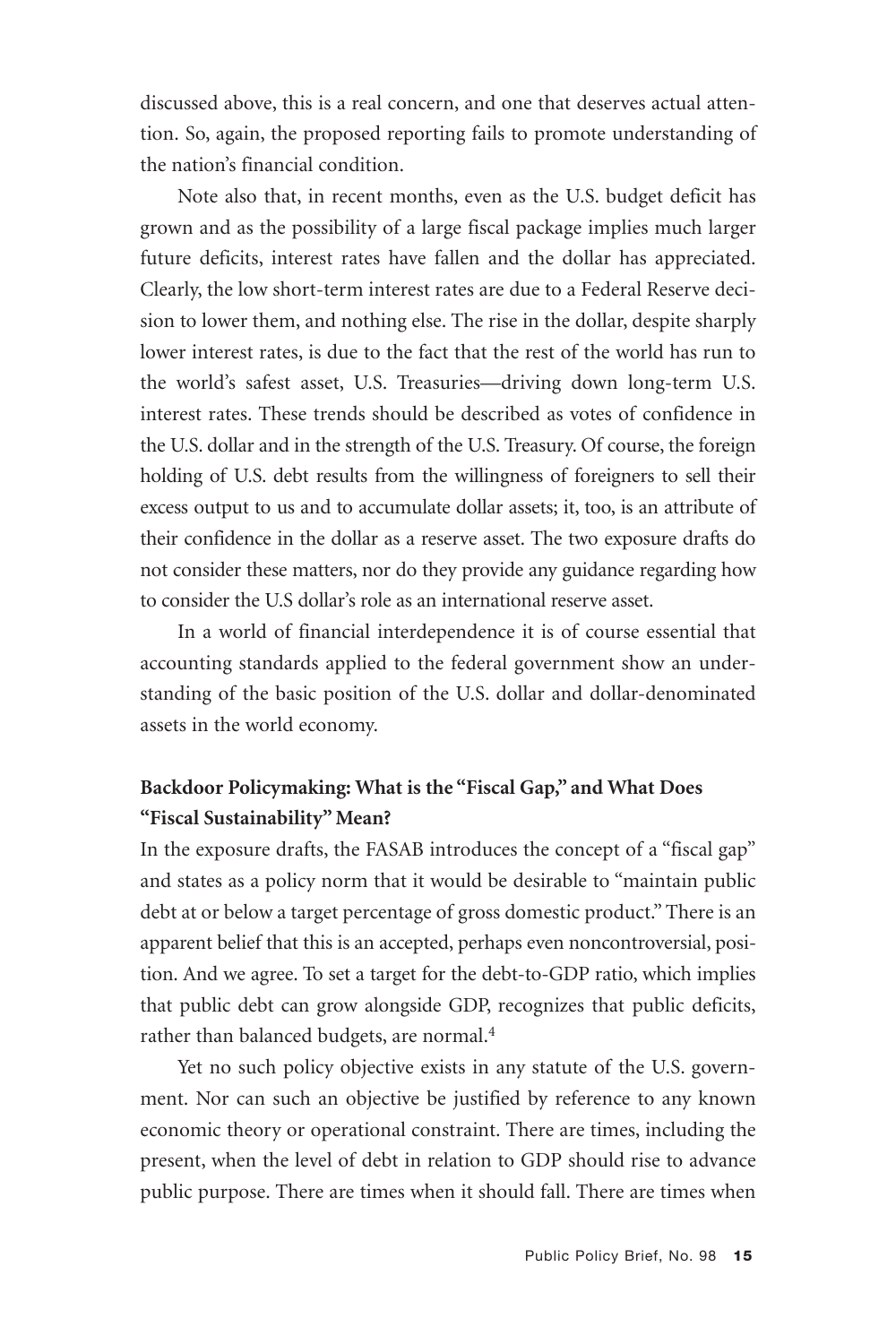discussed above, this is a real concern, and one that deserves actual attention. So, again, the proposed reporting fails to promote understanding of the nation's financial condition.

Note also that, in recent months, even as the U.S. budget deficit has grown and as the possibility of a large fiscal package implies much larger future deficits, interest rates have fallen and the dollar has appreciated. Clearly, the low short-term interest rates are due to a Federal Reserve decision to lower them, and nothing else. The rise in the dollar, despite sharply lower interest rates, is due to the fact that the rest of the world has run to the world's safest asset, U.S. Treasuries—driving down long-term U.S. interest rates. These trends should be described as votes of confidence in the U.S. dollar and in the strength of the U.S. Treasury. Of course, the foreign holding of U.S. debt results from the willingness of foreigners to sell their excess output to us and to accumulate dollar assets; it, too, is an attribute of their confidence in the dollar as a reserve asset. The two exposure drafts do not consider these matters, nor do they provide any guidance regarding how to consider the U.S dollar's role as an international reserve asset.

In a world of financial interdependence it is of course essential that accounting standards applied to the federal government show an understanding of the basic position of the U.S. dollar and dollar-denominated assets in the world economy.

**Backdoor Policymaking: What is the "Fiscal Gap," and What Does "Fiscal Sustainability" Mean?**

In the exposure drafts, the FASAB introduces the concept of a "fiscal gap" and states as a policy norm that it would be desirable to "maintain public debt at or below a target percentage of gross domestic product." There is an apparent belief that this is an accepted, perhaps even noncontroversial, position. And we agree. To set a target for the debt-to-GDP ratio, which implies that public debt can grow alongside GDP, recognizes that public deficits, rather than balanced budgets, are normal.[4]

Yet no such policy objective exists in any statute of the U.S. government. Nor can such an objective be justified by reference to any known economic theory or operational constraint. There are times, including the present, when the level of debt in relation to GDP should rise to advance public purpose. There are times when it should fall. There are times when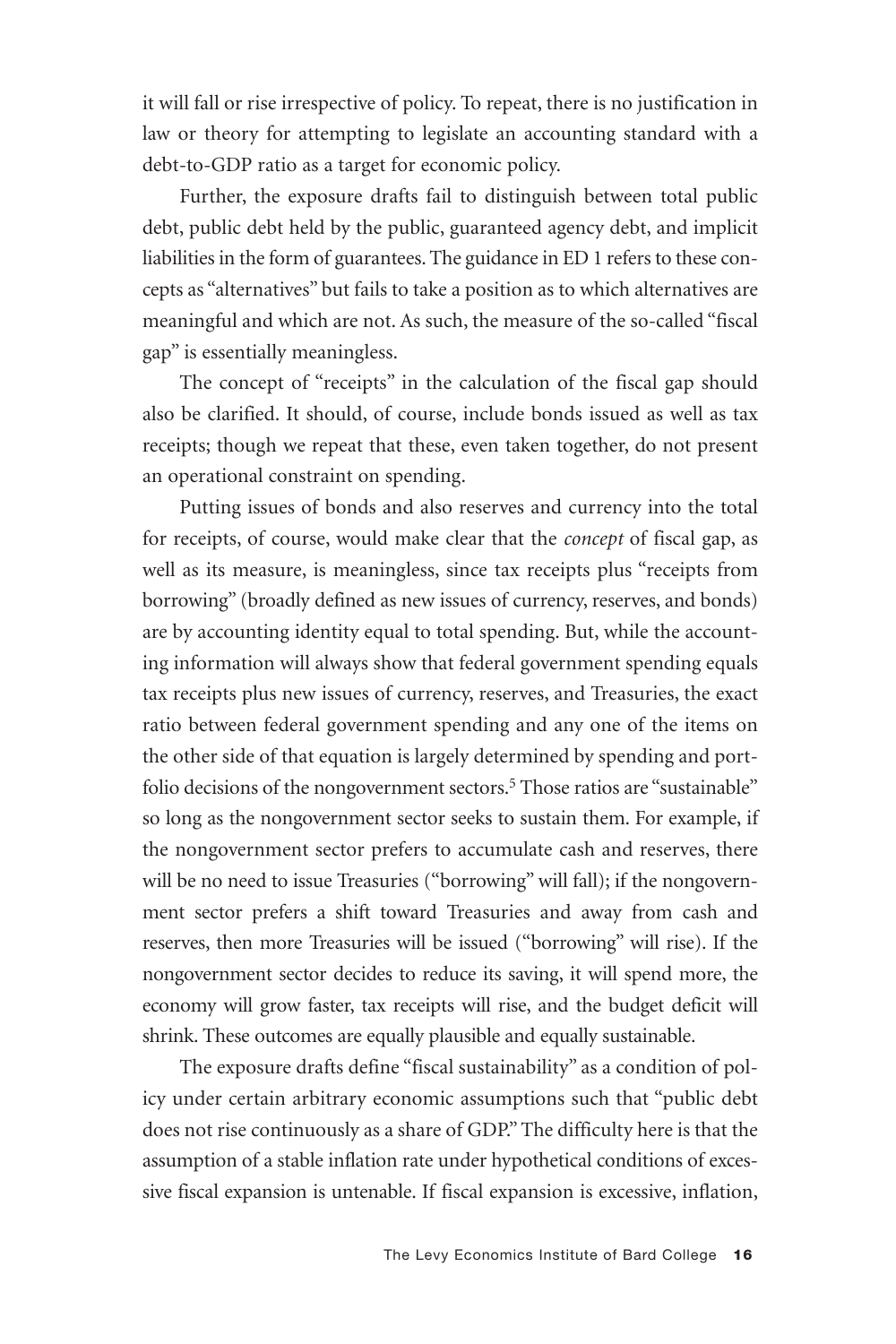it will fall or rise irrespective of policy. To repeat, there is no justification in law or theory for attempting to legislate an accounting standard with a debt-to-GDP ratio as a target for economic policy.

Further, the exposure drafts fail to distinguish between total public debt, public debt held by the public, guaranteed agency debt, and implicit liabilities in the form of guarantees. The guidance in ED 1 refers to these concepts as "alternatives" but fails to take a position as to which alternatives are meaningful and which are not. As such, the measure of the so-called "fiscal gap" is essentially meaningless.

The concept of "receipts" in the calculation of the fiscal gap should also be clarified. It should, of course, include bonds issued as well as tax receipts; though we repeat that these, even taken together, do not present an operational constraint on spending.

Putting issues of bonds and also reserves and currency into the total for receipts, of course, would make clear that the *concept* of fiscal gap, as well as its measure, is meaningless, since tax receipts plus "receipts from borrowing" (broadly defined as new issues of currency, reserves, and bonds) are by accounting identity equal to total spending. But, while the accounting information will always show that federal government spending equals tax receipts plus new issues of currency, reserves, and Treasuries, the exact ratio between federal government spending and any one of the items on the other side of that equation is largely determined by spending and portfolio decisions of the nongovernment sectors.[5] Those ratios are "sustainable" so long as the nongovernment sector seeks to sustain them. For example, if the nongovernment sector prefers to accumulate cash and reserves, there will be no need to issue Treasuries ("borrowing" will fall); if the nongovernment sector prefers a shift toward Treasuries and away from cash and reserves, then more Treasuries will be issued ("borrowing" will rise). If the nongovernment sector decides to reduce its saving, it will spend more, the economy will grow faster, tax receipts will rise, and the budget deficit will shrink. These outcomes are equally plausible and equally sustainable.

The exposure drafts define "fiscal sustainability" as a condition of policy under certain arbitrary economic assumptions such that "public debt does not rise continuously as a share of GDP." The difficulty here is that the assumption of a stable inflation rate under hypothetical conditions of excessive fiscal expansion is untenable. If fiscal expansion is excessive, inflation,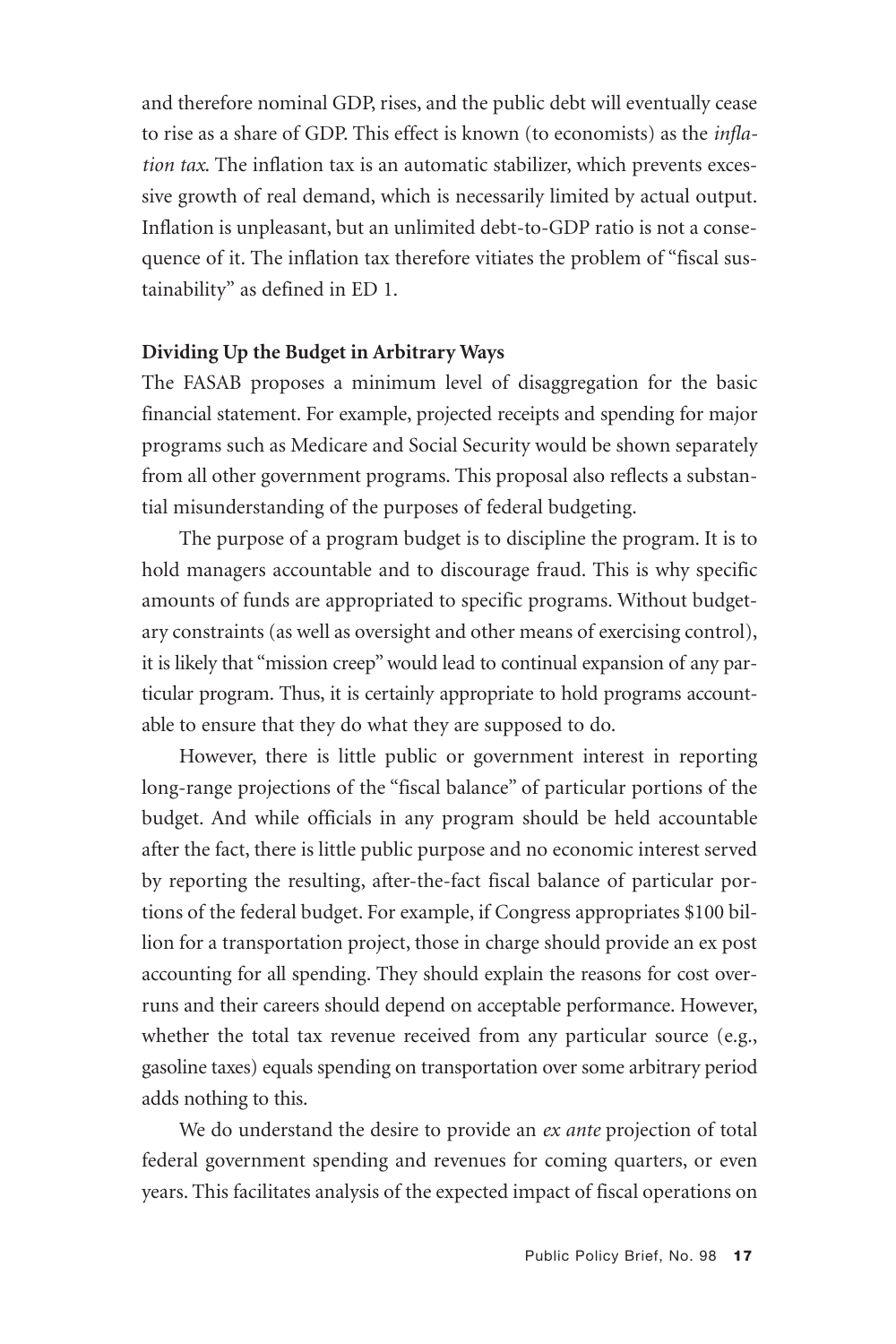and therefore nominal GDP, rises, and the public debt will eventually cease to rise as a share of GDP. This effect is known (to economists) as the *inflation tax*. The inflation tax is an automatic stabilizer, which prevents excessive growth of real demand, which is necessarily limited by actual output. Inflation is unpleasant, but an unlimited debt-to-GDP ratio is not a consequence of it. The inflation tax therefore vitiates the problem of "fiscal sustainability" as defined in ED 1.

**Dividing Up the Budget in Arbitrary Ways**

The FASAB proposes a minimum level of disaggregation for the basic financial statement. For example, projected receipts and spending for major programs such as Medicare and Social Security would be shown separately from all other government programs. This proposal also reflects a substantial misunderstanding of the purposes of federal budgeting.

The purpose of a program budget is to discipline the program. It is to hold managers accountable and to discourage fraud. This is why specific amounts of funds are appropriated to specific programs. Without budgetary constraints (as well as oversight and other means of exercising control), it is likely that "mission creep" would lead to continual expansion of any particular program. Thus, it is certainly appropriate to hold programs accountable to ensure that they do what they are supposed to do.

However, there is little public or government interest in reporting long-range projections of the "fiscal balance" of particular portions of the budget. And while officials in any program should be held accountable after the fact, there is little public purpose and no economic interest served by reporting the resulting, after-the-fact fiscal balance of particular portions of the federal budget. For example, if Congress appropriates $100 billion for a transportation project, those in charge should provide an ex post accounting for all spending. They should explain the reasons for cost overruns and their careers should depend on acceptable performance. However, whether the total tax revenue received from any particular source (e.g., gasoline taxes) equals spending on transportation over some arbitrary period adds nothing to this.

We do understand the desire to provide an *ex ante* projection of total federal government spending and revenues for coming quarters, or even years. This facilitates analysis of the expected impact of fiscal operations on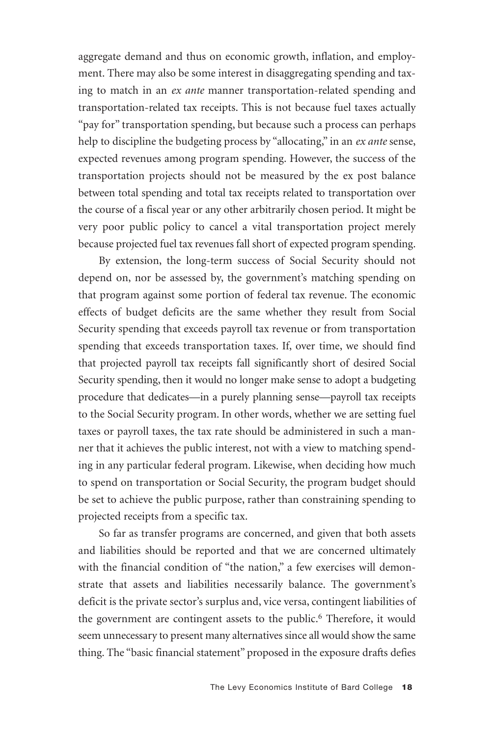aggregate demand and thus on economic growth, inflation, and employment. There may also be some interest in disaggregating spending and taxing to match in an *ex ante* manner transportation-related spending and transportation-related tax receipts. This is not because fuel taxes actually "pay for" transportation spending, but because such a process can perhaps help to discipline the budgeting process by "allocating," in an *ex ante* sense, expected revenues among program spending. However, the success of the transportation projects should not be measured by the ex post balance between total spending and total tax receipts related to transportation over the course of a fiscal year or any other arbitrarily chosen period. It might be very poor public policy to cancel a vital transportation project merely because projected fuel tax revenues fall short of expected program spending.

By extension, the long-term success of Social Security should not depend on, nor be assessed by, the government's matching spending on that program against some portion of federal tax revenue. The economic effects of budget deficits are the same whether they result from Social Security spending that exceeds payroll tax revenue or from transportation spending that exceeds transportation taxes. If, over time, we should find that projected payroll tax receipts fall significantly short of desired Social Security spending, then it would no longer make sense to adopt a budgeting procedure that dedicates—in a purely planning sense—payroll tax receipts to the Social Security program. In other words, whether we are setting fuel taxes or payroll taxes, the tax rate should be administered in such a manner that it achieves the public interest, not with a view to matching spending in any particular federal program. Likewise, when deciding how much to spend on transportation or Social Security, the program budget should be set to achieve the public purpose, rather than constraining spending to projected receipts from a specific tax.

So far as transfer programs are concerned, and given that both assets and liabilities should be reported and that we are concerned ultimately with the financial condition of "the nation," a few exercises will demonstrate that assets and liabilities necessarily balance. The government's deficit is the private sector's surplus and, vice versa, contingent liabilities of the government are contingent assets to the public.[6] Therefore, it would seem unnecessary to present many alternatives since all would show the same thing. The "basic financial statement" proposed in the exposure drafts defies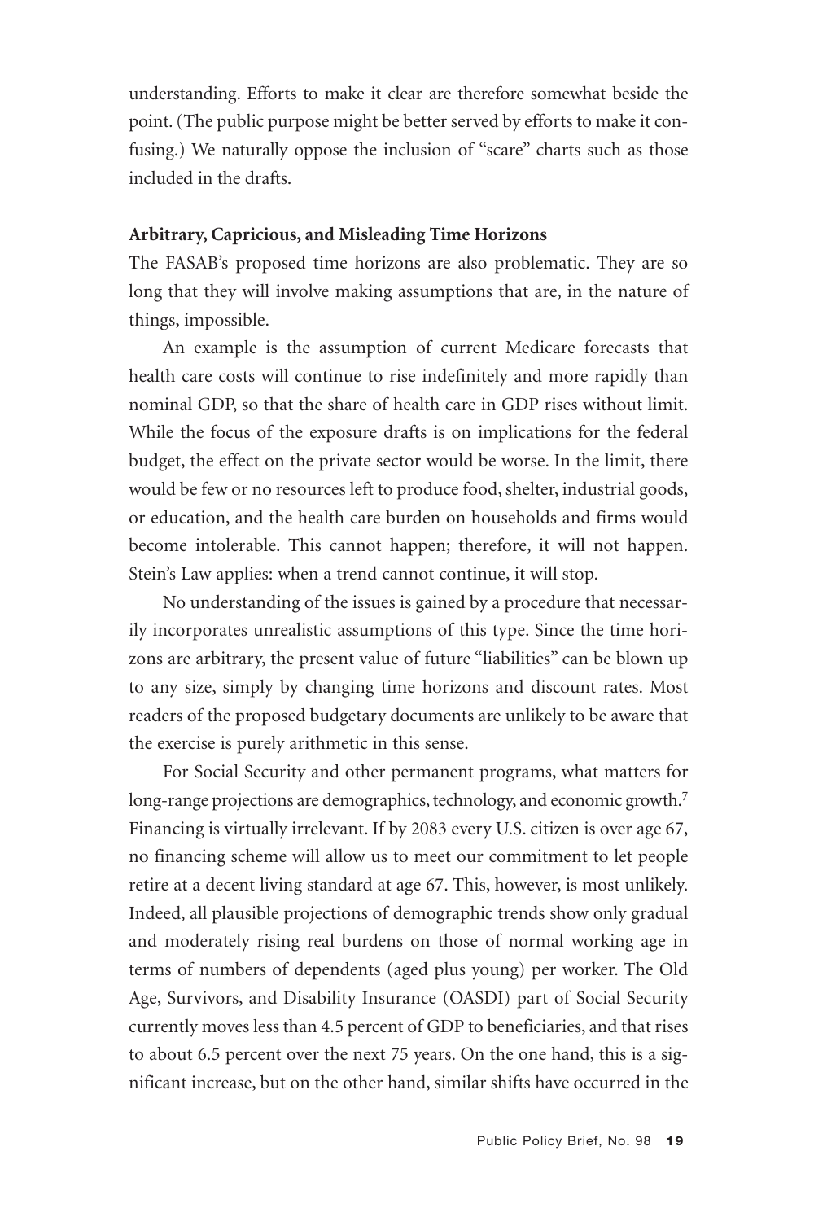understanding. Efforts to make it clear are therefore somewhat beside the point. (The public purpose might be better served by efforts to make it confusing.) We naturally oppose the inclusion of "scare" charts such as those included in the drafts.

**Arbitrary, Capricious, and Misleading Time Horizons**

The FASAB's proposed time horizons are also problematic. They are so long that they will involve making assumptions that are, in the nature of things, impossible.

An example is the assumption of current Medicare forecasts that health care costs will continue to rise indefinitely and more rapidly than nominal GDP, so that the share of health care in GDP rises without limit. While the focus of the exposure drafts is on implications for the federal budget, the effect on the private sector would be worse. In the limit, there would be few or no resources left to produce food, shelter, industrial goods, or education, and the health care burden on households and firms would become intolerable. This cannot happen; therefore, it will not happen. Stein's Law applies: when a trend cannot continue, it will stop.

No understanding of the issues is gained by a procedure that necessarily incorporates unrealistic assumptions of this type. Since the time horizons are arbitrary, the present value of future "liabilities" can be blown up to any size, simply by changing time horizons and discount rates. Most readers of the proposed budgetary documents are unlikely to be aware that the exercise is purely arithmetic in this sense.

For Social Security and other permanent programs, what matters for long-range projections are demographics, technology, and economic growth.[7] Financing is virtually irrelevant. If by 2083 every U.S. citizen is over age 67, no financing scheme will allow us to meet our commitment to let people retire at a decent living standard at age 67. This, however, is most unlikely. Indeed, all plausible projections of demographic trends show only gradual and moderately rising real burdens on those of normal working age in terms of numbers of dependents (aged plus young) per worker. The Old Age, Survivors, and Disability Insurance (OASDI) part of Social Security currently moves less than 4.5 percent of GDP to beneficiaries, and that rises to about 6.5 percent over the next 75 years. On the one hand, this is a significant increase, but on the other hand, similar shifts have occurred in the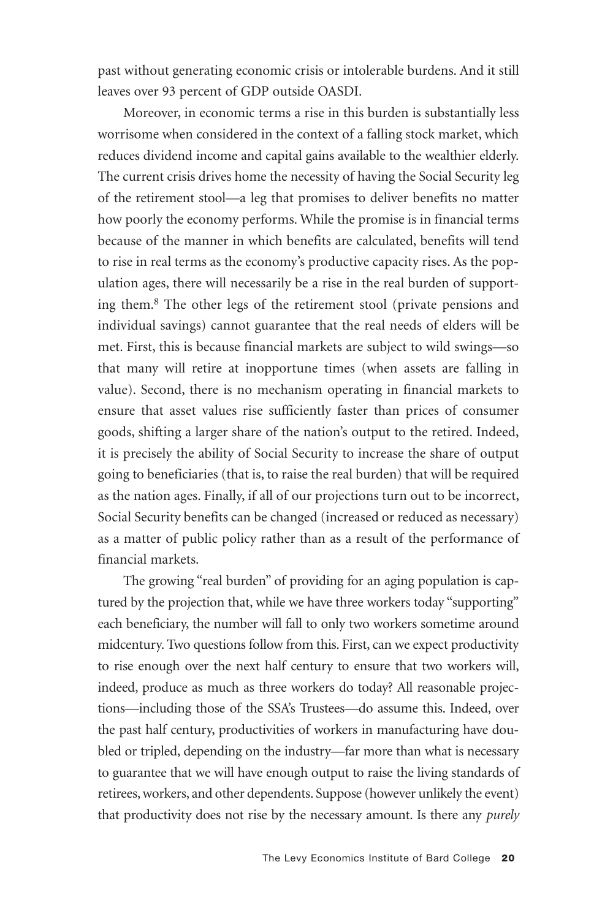past without generating economic crisis or intolerable burdens. And it still leaves over 93 percent of GDP outside OASDI.

Moreover, in economic terms a rise in this burden is substantially less worrisome when considered in the context of a falling stock market, which reduces dividend income and capital gains available to the wealthier elderly. The current crisis drives home the necessity of having the Social Security leg of the retirement stool—a leg that promises to deliver benefits no matter how poorly the economy performs. While the promise is in financial terms because of the manner in which benefits are calculated, benefits will tend to rise in real terms as the economy's productive capacity rises. As the population ages, there will necessarily be a rise in the real burden of supporting them.[8] The other legs of the retirement stool (private pensions and individual savings) cannot guarantee that the real needs of elders will be met. First, this is because financial markets are subject to wild swings—so that many will retire at inopportune times (when assets are falling in value). Second, there is no mechanism operating in financial markets to ensure that asset values rise sufficiently faster than prices of consumer goods, shifting a larger share of the nation's output to the retired. Indeed, it is precisely the ability of Social Security to increase the share of output going to beneficiaries (that is, to raise the real burden) that will be required as the nation ages. Finally, if all of our projections turn out to be incorrect, Social Security benefits can be changed (increased or reduced as necessary) as a matter of public policy rather than as a result of the performance of financial markets.

The growing "real burden" of providing for an aging population is captured by the projection that, while we have three workers today "supporting" each beneficiary, the number will fall to only two workers sometime around midcentury. Two questions follow from this. First, can we expect productivity to rise enough over the next half century to ensure that two workers will, indeed, produce as much as three workers do today? All reasonable projections—including those of the SSA's Trustees—do assume this. Indeed, over the past half century, productivities of workers in manufacturing have doubled or tripled, depending on the industry—far more than what is necessary to guarantee that we will have enough output to raise the living standards of retirees, workers, and other dependents. Suppose (however unlikely the event) that productivity does not rise by the necessary amount. Is there any *purely*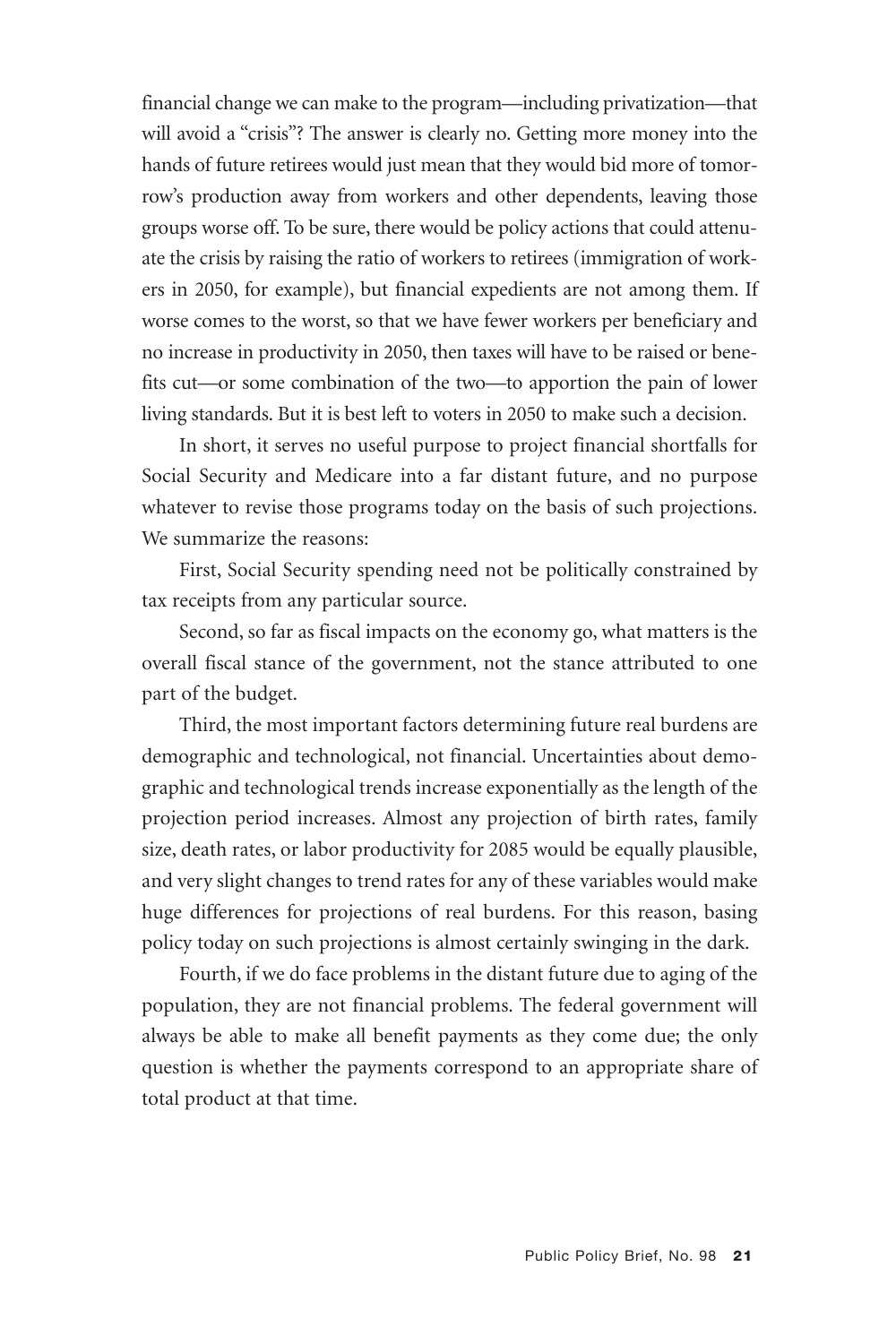financial change we can make to the program—including privatization—that will avoid a "crisis"? The answer is clearly no. Getting more money into the hands of future retirees would just mean that they would bid more of tomorrow's production away from workers and other dependents, leaving those groups worse off. To be sure, there would be policy actions that could attenuate the crisis by raising the ratio of workers to retirees (immigration of workers in 2050, for example), but financial expedients are not among them. If worse comes to the worst, so that we have fewer workers per beneficiary and no increase in productivity in 2050, then taxes will have to be raised or benefits cut—or some combination of the two—to apportion the pain of lower living standards. But it is best left to voters in 2050 to make such a decision.

In short, it serves no useful purpose to project financial shortfalls for Social Security and Medicare into a far distant future, and no purpose whatever to revise those programs today on the basis of such projections. We summarize the reasons:

First, Social Security spending need not be politically constrained by tax receipts from any particular source.

Second, so far as fiscal impacts on the economy go, what matters is the overall fiscal stance of the government, not the stance attributed to one part of the budget.

Third, the most important factors determining future real burdens are demographic and technological, not financial. Uncertainties about demographic and technological trends increase exponentially as the length of the projection period increases. Almost any projection of birth rates, family size, death rates, or labor productivity for 2085 would be equally plausible, and very slight changes to trend rates for any of these variables would make huge differences for projections of real burdens. For this reason, basing policy today on such projections is almost certainly swinging in the dark.

Fourth, if we do face problems in the distant future due to aging of the population, they are not financial problems. The federal government will always be able to make all benefit payments as they come due; the only question is whether the payments correspond to an appropriate share of total product at that time.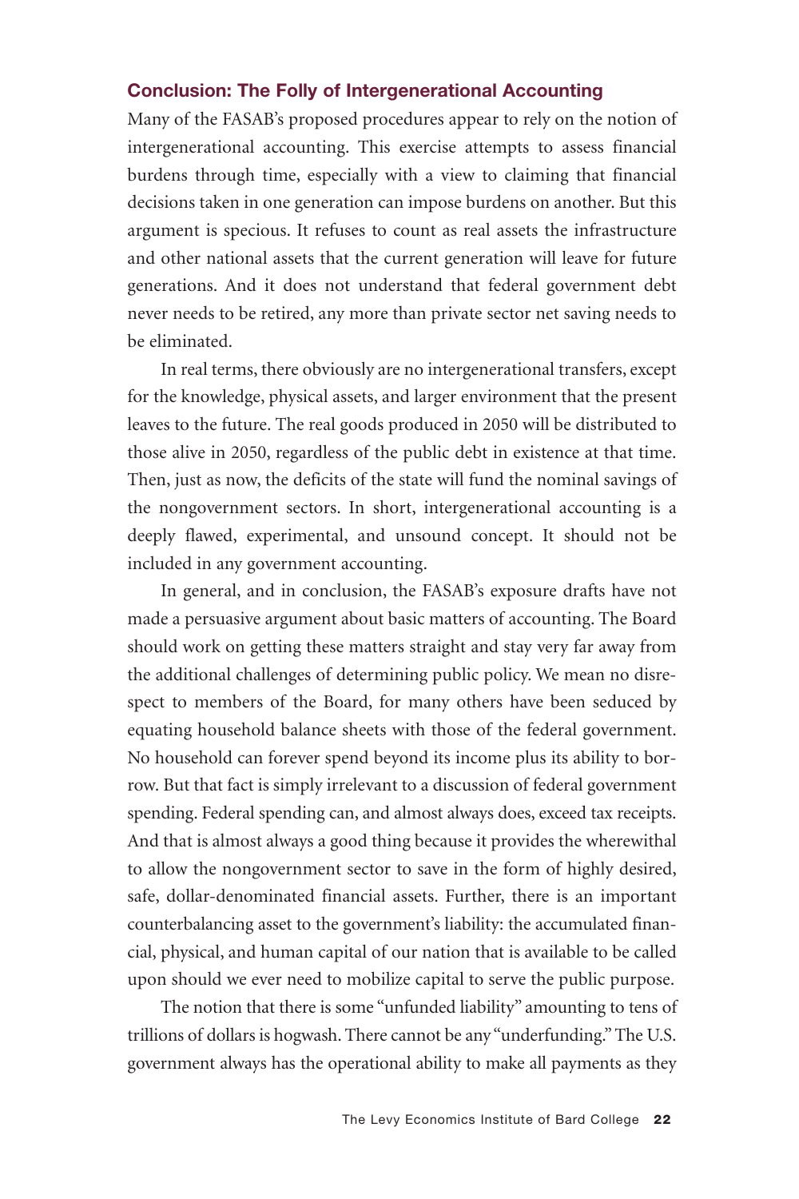### Conclusion: The Folly of Intergenerational Accounting

Many of the FASAB's proposed procedures appear to rely on the notion of intergenerational accounting. This exercise attempts to assess financial burdens through time, especially with a view to claiming that financial decisions taken in one generation can impose burdens on another. But this argument is specious. It refuses to count as real assets the infrastructure and other national assets that the current generation will leave for future generations. And it does not understand that federal government debt never needs to be retired, any more than private sector net saving needs to be eliminated.

In real terms, there obviously are no intergenerational transfers, except for the knowledge, physical assets, and larger environment that the present leaves to the future. The real goods produced in 2050 will be distributed to those alive in 2050, regardless of the public debt in existence at that time. Then, just as now, the deficits of the state will fund the nominal savings of the nongovernment sectors. In short, intergenerational accounting is a deeply flawed, experimental, and unsound concept. It should not be included in any government accounting.

In general, and in conclusion, the FASAB's exposure drafts have not made a persuasive argument about basic matters of accounting. The Board should work on getting these matters straight and stay very far away from the additional challenges of determining public policy. We mean no disrespect to members of the Board, for many others have been seduced by equating household balance sheets with those of the federal government. No household can forever spend beyond its income plus its ability to borrow. But that fact is simply irrelevant to a discussion of federal government spending. Federal spending can, and almost always does, exceed tax receipts. And that is almost always a good thing because it provides the wherewithal to allow the nongovernment sector to save in the form of highly desired, safe, dollar-denominated financial assets. Further, there is an important counterbalancing asset to the government's liability: the accumulated financial, physical, and human capital of our nation that is available to be called upon should we ever need to mobilize capital to serve the public purpose.

The notion that there is some "unfunded liability" amounting to tens of trillions of dollars is hogwash. There cannot be any "underfunding." The U.S. government always has the operational ability to make all payments as they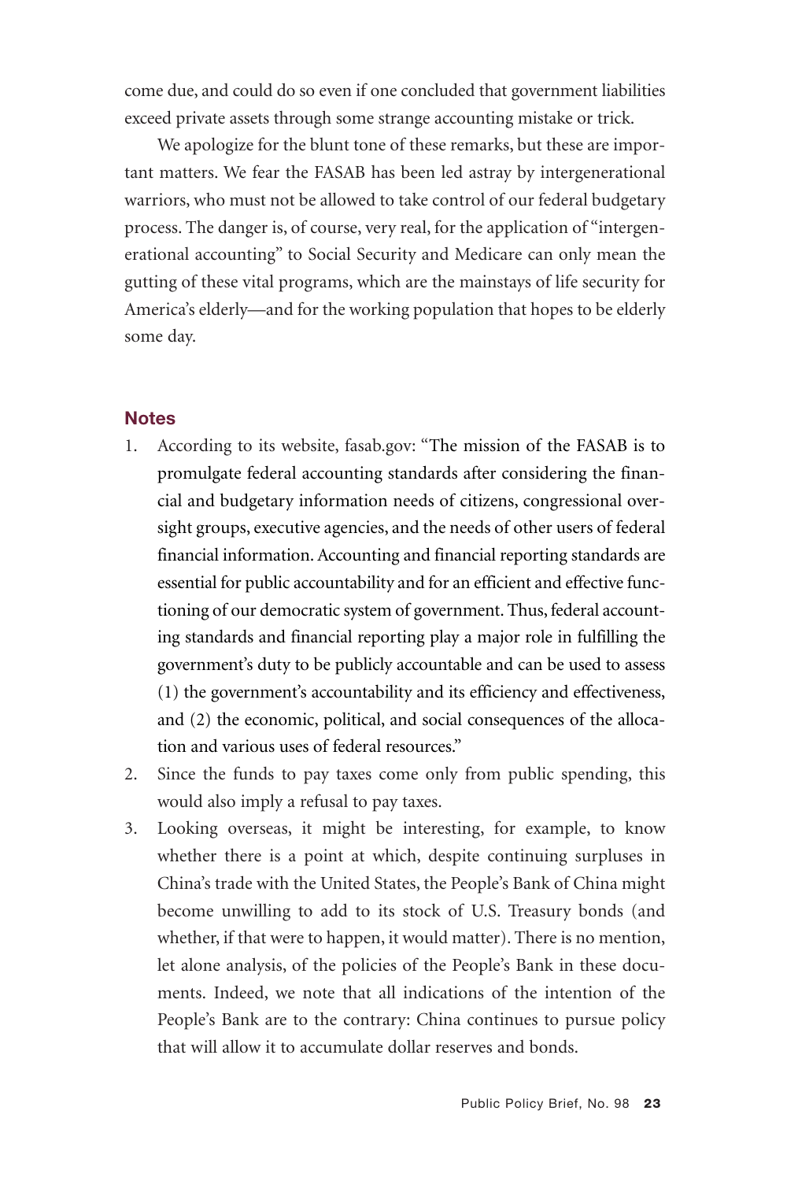come due, and could do so even if one concluded that government liabilities exceed private assets through some strange accounting mistake or trick.

We apologize for the blunt tone of these remarks, but these are important matters. We fear the FASAB has been led astray by intergenerational warriors, who must not be allowed to take control of our federal budgetary process. The danger is, of course, very real, for the application of "intergenerational accounting" to Social Security and Medicare can only mean the gutting of these vital programs, which are the mainstays of life security for America's elderly—and for the working population that hopes to be elderly some day.

## Notes

1. According to its website, fasab.gov: "The mission of the FASAB is to promulgate federal accounting standards after considering the financial and budgetary information needs of citizens, congressional oversight groups, executive agencies, and the needs of other users of federal financial information. Accounting and financial reporting standards are essential for public accountability and for an efficient and effective functioning of our democratic system of government. Thus, federal accounting standards and financial reporting play a major role in fulfilling the government's duty to be publicly accountable and can be used to assess (1) the government's accountability and its efficiency and effectiveness, and (2) the economic, political, and social consequences of the allocation and various uses of federal resources."
2. Since the funds to pay taxes come only from public spending, this would also imply a refusal to pay taxes.
3. Looking overseas, it might be interesting, for example, to know whether there is a point at which, despite continuing surpluses in China's trade with the United States, the People's Bank of China might become unwilling to add to its stock of U.S. Treasury bonds (and whether, if that were to happen, it would matter). There is no mention, let alone analysis, of the policies of the People's Bank in these documents. Indeed, we note that all indications of the intention of the People's Bank are to the contrary: China continues to pursue policy that will allow it to accumulate dollar reserves and bonds.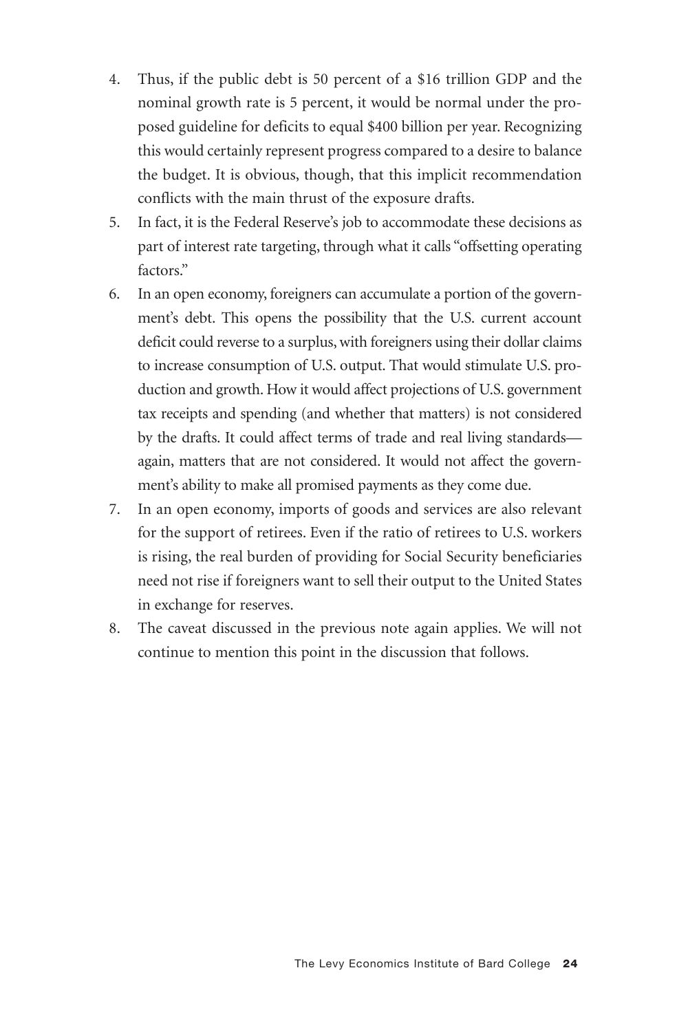4. Thus, if the public debt is 50 percent of a $16 trillion GDP and the nominal growth rate is 5 percent, it would be normal under the proposed guideline for deficits to equal $400 billion per year. Recognizing this would certainly represent progress compared to a desire to balance the budget. It is obvious, though, that this implicit recommendation conflicts with the main thrust of the exposure drafts.
5. In fact, it is the Federal Reserve's job to accommodate these decisions as part of interest rate targeting, through what it calls "offsetting operating factors."
6. In an open economy, foreigners can accumulate a portion of the government's debt. This opens the possibility that the U.S. current account deficit could reverse to a surplus, with foreigners using their dollar claims to increase consumption of U.S. output. That would stimulate U.S. production and growth. How it would affect projections of U.S. government tax receipts and spending (and whether that matters) is not considered by the drafts. It could affect terms of trade and real living standards—again, matters that are not considered. It would not affect the government's ability to make all promised payments as they come due.
7. In an open economy, imports of goods and services are also relevant for the support of retirees. Even if the ratio of retirees to U.S. workers is rising, the real burden of providing for Social Security beneficiaries need not rise if foreigners want to sell their output to the United States in exchange for reserves.
8. The caveat discussed in the previous note again applies. We will not continue to mention this point in the discussion that follows.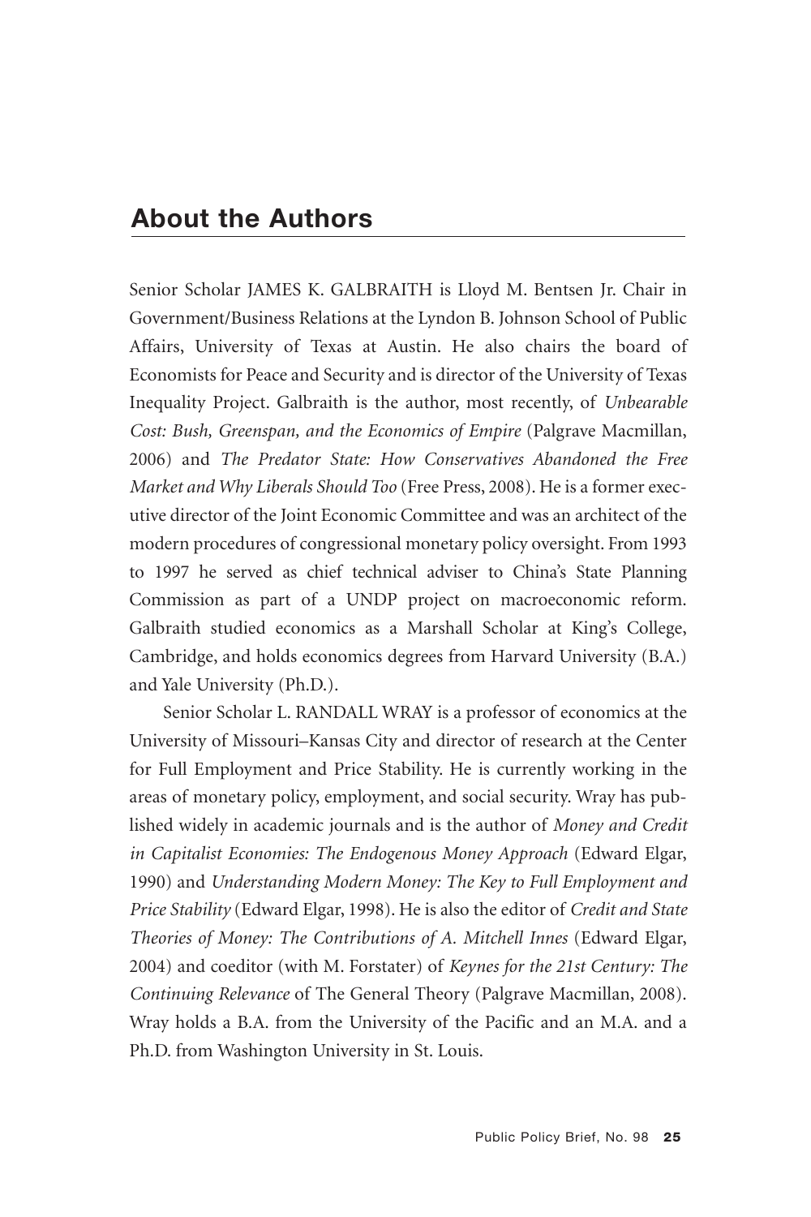## About the Authors

Senior Scholar JAMES K. GALBRAITH is Lloyd M. Bentsen Jr. Chair in Government/Business Relations at the Lyndon B. Johnson School of Public Affairs, University of Texas at Austin. He also chairs the board of Economists for Peace and Security and is director of the University of Texas Inequality Project. Galbraith is the author, most recently, of *Unbearable Cost: Bush, Greenspan, and the Economics of Empire* (Palgrave Macmillan, 2006) and *The Predator State: How Conservatives Abandoned the Free Market and Why Liberals Should Too* (Free Press, 2008). He is a former executive director of the Joint Economic Committee and was an architect of the modern procedures of congressional monetary policy oversight. From 1993 to 1997 he served as chief technical adviser to China's State Planning Commission as part of a UNDP project on macroeconomic reform. Galbraith studied economics as a Marshall Scholar at King's College, Cambridge, and holds economics degrees from Harvard University (B.A.) and Yale University (Ph.D.).

Senior Scholar L. RANDALL WRAY is a professor of economics at the University of Missouri–Kansas City and director of research at the Center for Full Employment and Price Stability. He is currently working in the areas of monetary policy, employment, and social security. Wray has published widely in academic journals and is the author of *Money and Credit in Capitalist Economies: The Endogenous Money Approach* (Edward Elgar, 1990) and *Understanding Modern Money: The Key to Full Employment and Price Stability* (Edward Elgar, 1998). He is also the editor of *Credit and State Theories of Money: The Contributions of A. Mitchell Innes* (Edward Elgar, 2004) and coeditor (with M. Forstater) of *Keynes for the 21st Century: The Continuing Relevance* of The General Theory (Palgrave Macmillan, 2008). Wray holds a B.A. from the University of the Pacific and an M.A. and a Ph.D. from Washington University in St. Louis.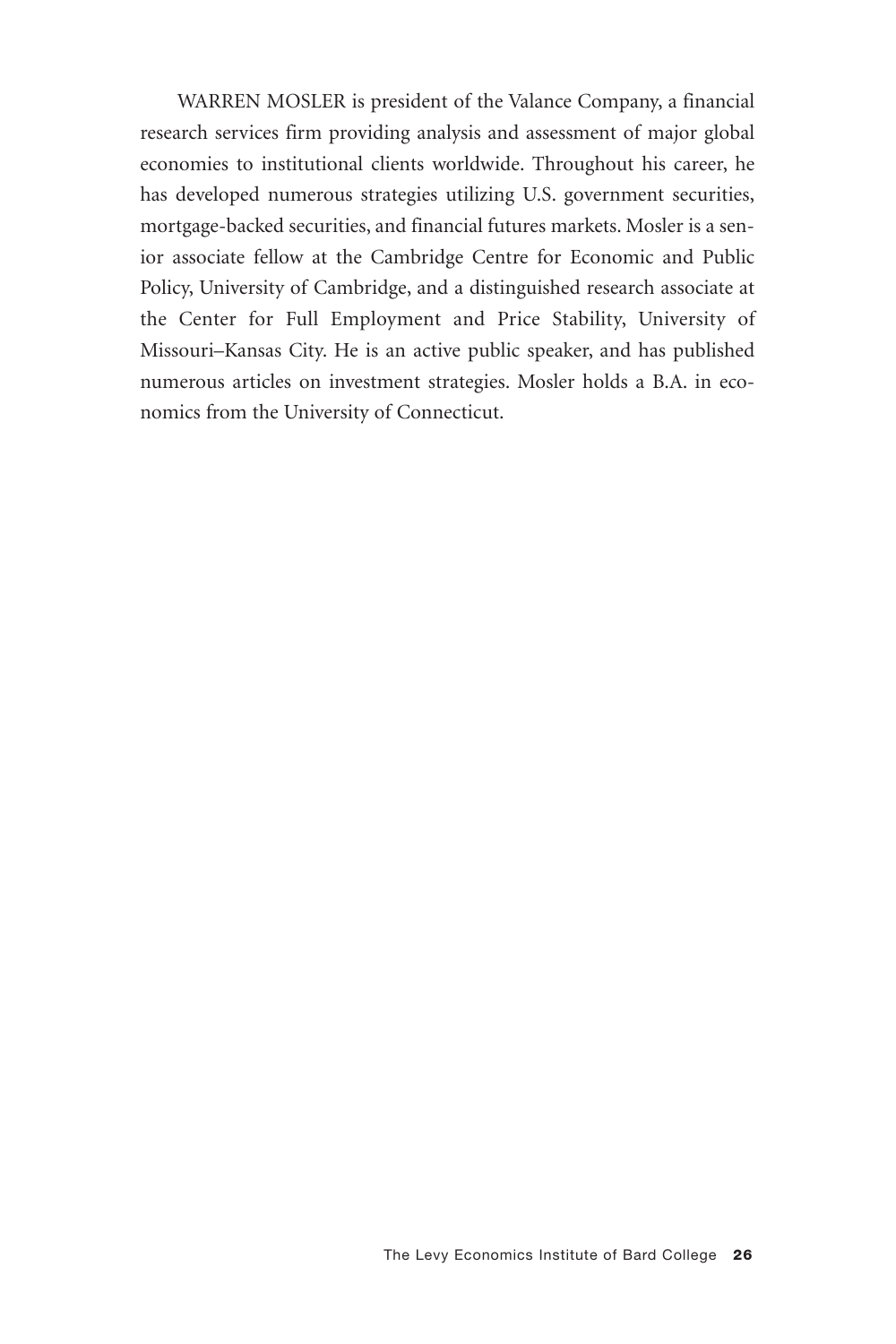WARREN MOSLER is president of the Valance Company, a financial research services firm providing analysis and assessment of major global economies to institutional clients worldwide. Throughout his career, he has developed numerous strategies utilizing U.S. government securities, mortgage-backed securities, and financial futures markets. Mosler is a senior associate fellow at the Cambridge Centre for Economic and Public Policy, University of Cambridge, and a distinguished research associate at the Center for Full Employment and Price Stability, University of Missouri–Kansas City. He is an active public speaker, and has published numerous articles on investment strategies. Mosler holds a B.A. in economics from the University of Connecticut.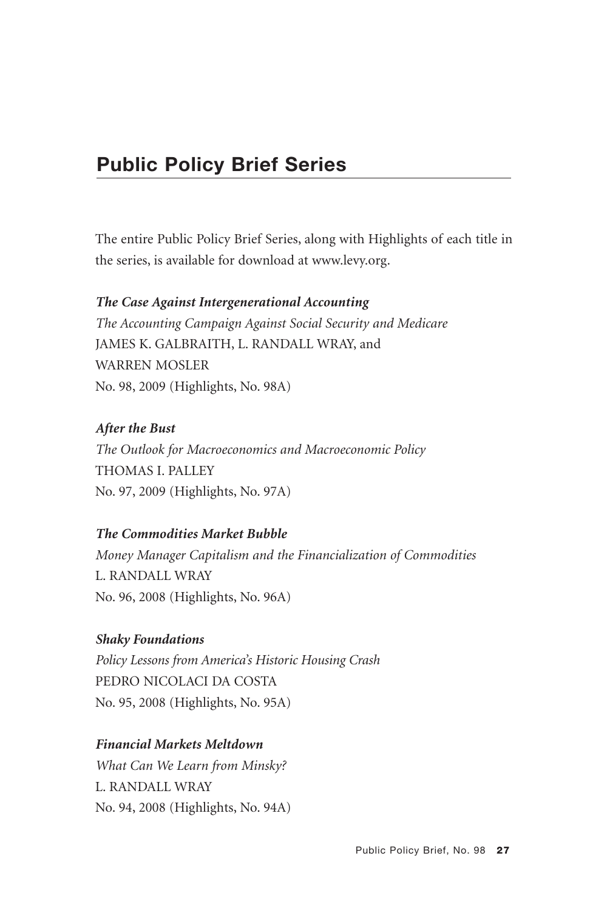## Public Policy Brief Series

The entire Public Policy Brief Series, along with Highlights of each title in the series, is available for download at www.levy.org.

***The Case Against Intergenerational Accounting***
*The Accounting Campaign Against Social Security and Medicare*
JAMES K. GALBRAITH, L. RANDALL WRAY, and WARREN MOSLER
No. 98, 2009 (Highlights, No. 98A)

***After the Bust***
*The Outlook for Macroeconomics and Macroeconomic Policy*
THOMAS I. PALLEY
No. 97, 2009 (Highlights, No. 97A)

***The Commodities Market Bubble***
*Money Manager Capitalism and the Financialization of Commodities*
L. RANDALL WRAY
No. 96, 2008 (Highlights, No. 96A)

***Shaky Foundations***
*Policy Lessons from America's Historic Housing Crash*
PEDRO NICOLACI DA COSTA
No. 95, 2008 (Highlights, No. 95A)

***Financial Markets Meltdown***
*What Can We Learn from Minsky?*
L. RANDALL WRAY
No. 94, 2008 (Highlights, No. 94A)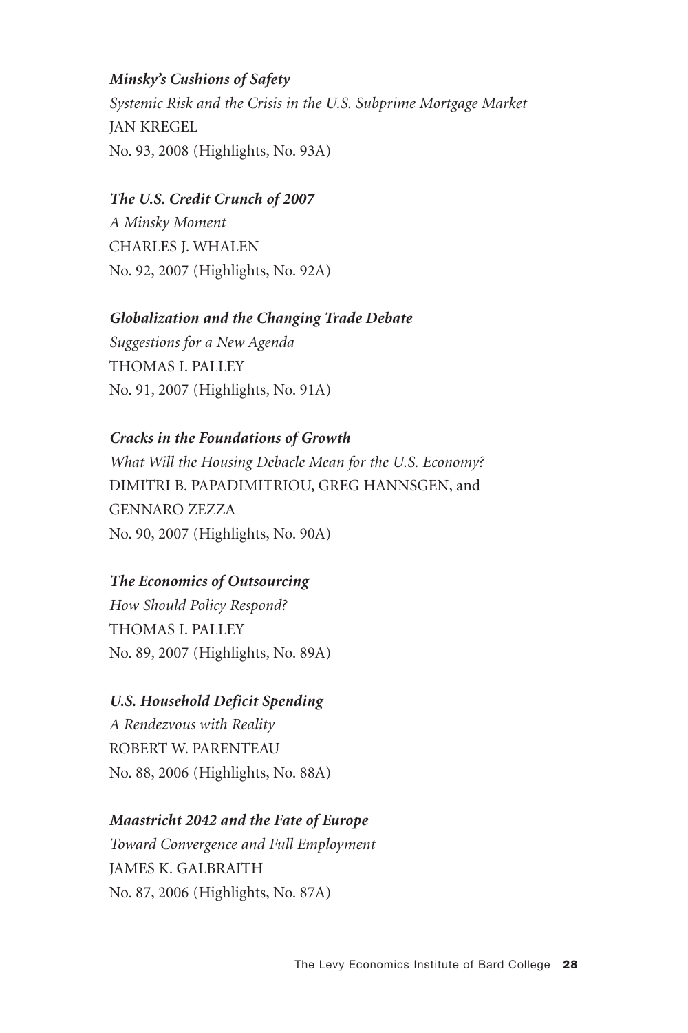***Minsky's Cushions of Safety***
*Systemic Risk and the Crisis in the U.S. Subprime Mortgage Market*
JAN KREGEL
No. 93, 2008 (Highlights, No. 93A)

***The U.S. Credit Crunch of 2007***
*A Minsky Moment*
CHARLES J. WHALEN
No. 92, 2007 (Highlights, No. 92A)

***Globalization and the Changing Trade Debate***
*Suggestions for a New Agenda*
THOMAS I. PALLEY
No. 91, 2007 (Highlights, No. 91A)

***Cracks in the Foundations of Growth***
*What Will the Housing Debacle Mean for the U.S. Economy?*
DIMITRI B. PAPADIMITRIOU, GREG HANNSGEN, and GENNARO ZEZZA
No. 90, 2007 (Highlights, No. 90A)

***The Economics of Outsourcing***
*How Should Policy Respond?*
THOMAS I. PALLEY
No. 89, 2007 (Highlights, No. 89A)

***U.S. Household Deficit Spending***
*A Rendezvous with Reality*
ROBERT W. PARENTEAU
No. 88, 2006 (Highlights, No. 88A)

***Maastricht 2042 and the Fate of Europe***
*Toward Convergence and Full Employment*
JAMES K. GALBRAITH
No. 87, 2006 (Highlights, No. 87A)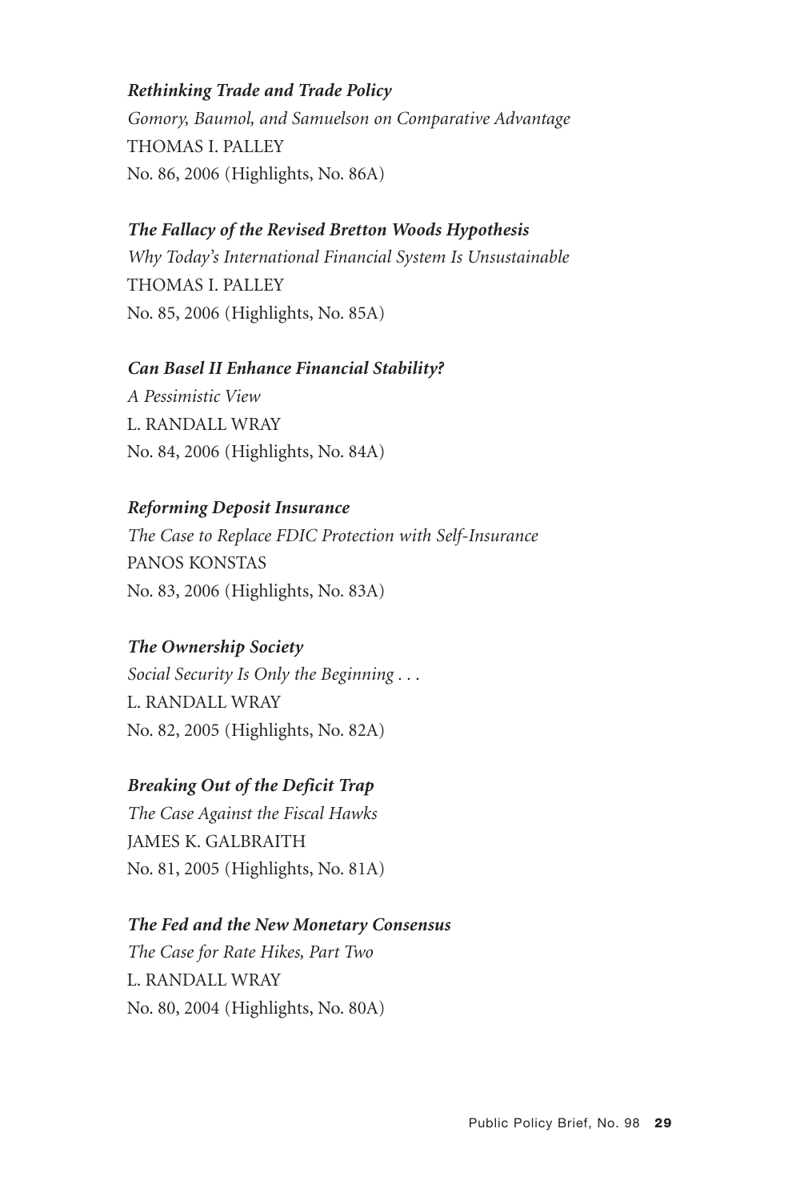***Rethinking Trade and Trade Policy***
*Gomory, Baumol, and Samuelson on Comparative Advantage*
THOMAS I. PALLEY
No. 86, 2006 (Highlights, No. 86A)

***The Fallacy of the Revised Bretton Woods Hypothesis***
*Why Today's International Financial System Is Unsustainable*
THOMAS I. PALLEY
No. 85, 2006 (Highlights, No. 85A)

***Can Basel II Enhance Financial Stability?***
*A Pessimistic View*
L. RANDALL WRAY
No. 84, 2006 (Highlights, No. 84A)

***Reforming Deposit Insurance***
*The Case to Replace FDIC Protection with Self-Insurance*
PANOS KONSTAS
No. 83, 2006 (Highlights, No. 83A)

***The Ownership Society***
*Social Security Is Only the Beginning . . .*
L. RANDALL WRAY
No. 82, 2005 (Highlights, No. 82A)

***Breaking Out of the Deficit Trap***
*The Case Against the Fiscal Hawks*
JAMES K. GALBRAITH
No. 81, 2005 (Highlights, No. 81A)

***The Fed and the New Monetary Consensus***
*The Case for Rate Hikes, Part Two*
L. RANDALL WRAY
No. 80, 2004 (Highlights, No. 80A)